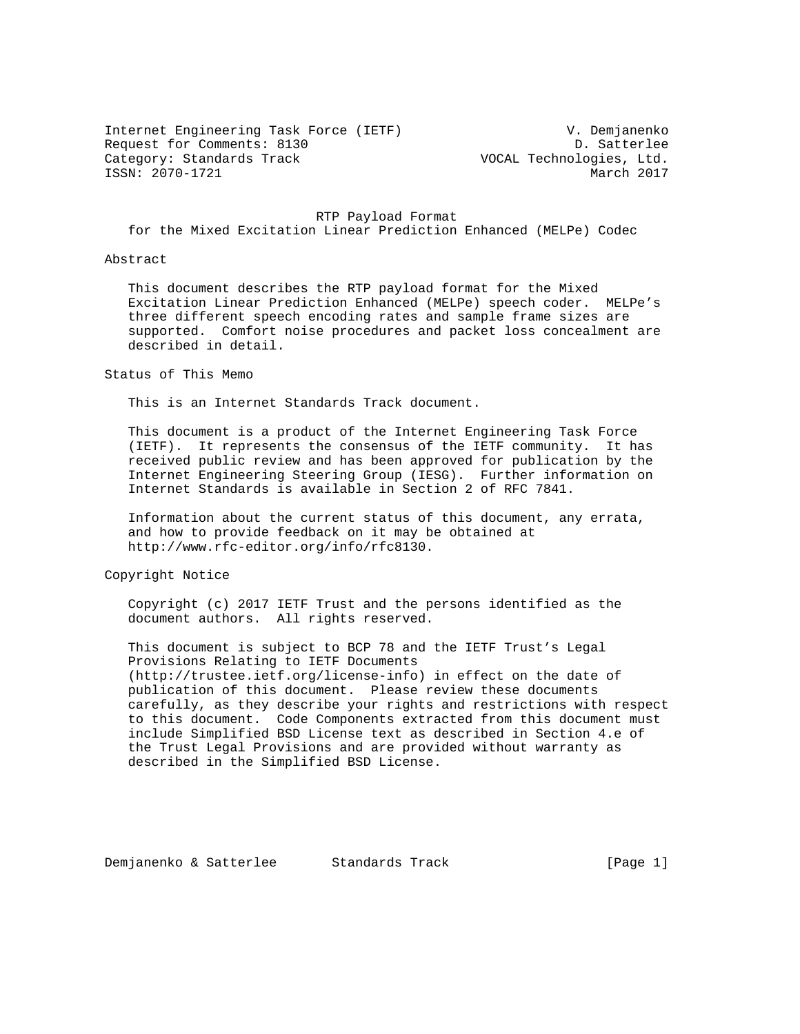Internet Engineering Task Force (IETF) V. Demjanenko
Request for Comments: 8130 D. Satterlee
Category: Standards Track VOCAL Technologies, Ltd.
ISSN: 2070-1721 March 2017

# RTP Payload Format for the Mixed Excitation Linear Prediction Enhanced (MELPe) Codec

## Abstract

This document describes the RTP payload format for the Mixed Excitation Linear Prediction Enhanced (MELPe) speech coder. MELPe's three different speech encoding rates and sample frame sizes are supported. Comfort noise procedures and packet loss concealment are described in detail.

## Status of This Memo

This is an Internet Standards Track document.

This document is a product of the Internet Engineering Task Force (IETF). It represents the consensus of the IETF community. It has received public review and has been approved for publication by the Internet Engineering Steering Group (IESG). Further information on Internet Standards is available in Section 2 of RFC 7841.

Information about the current status of this document, any errata, and how to provide feedback on it may be obtained at http://www.rfc-editor.org/info/rfc8130.

## Copyright Notice

Copyright (c) 2017 IETF Trust and the persons identified as the document authors. All rights reserved.

This document is subject to BCP 78 and the IETF Trust's Legal Provisions Relating to IETF Documents (http://trustee.ietf.org/license-info) in effect on the date of publication of this document. Please review these documents carefully, as they describe your rights and restrictions with respect to this document. Code Components extracted from this document must include Simplified BSD License text as described in Section 4.e of the Trust Legal Provisions and are provided without warranty as described in the Simplified BSD License.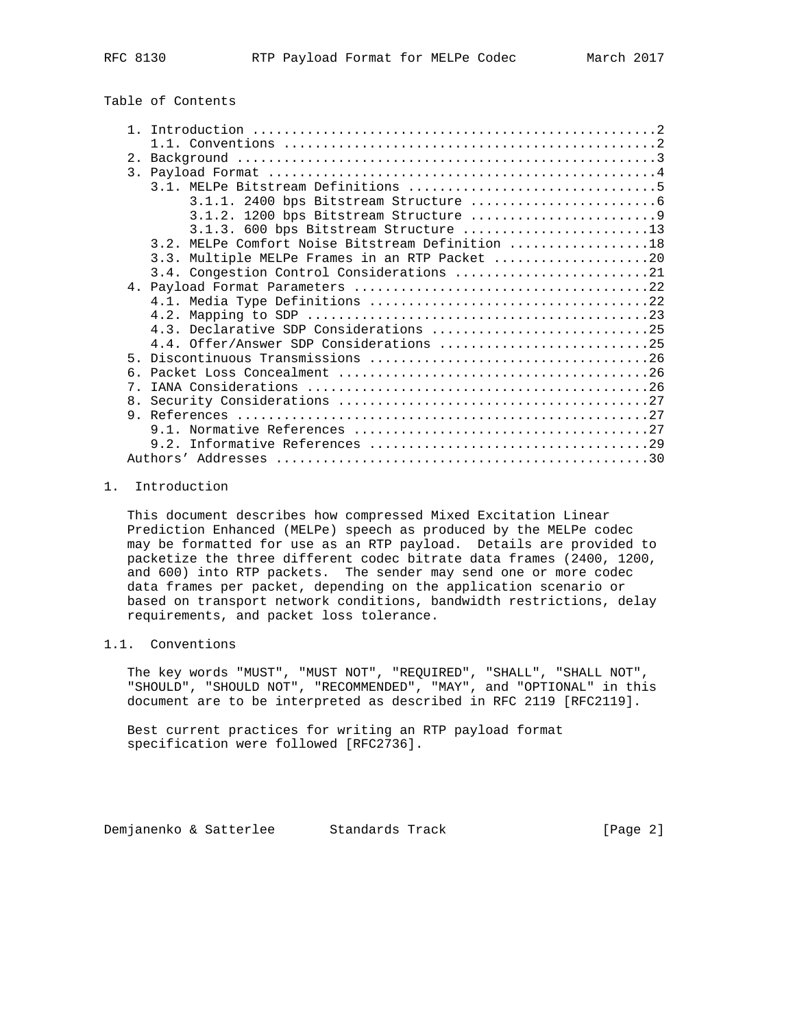Table of Contents

```
   1. Introduction ....................................................2
      1.1. Conventions ................................................2
   2. Background ......................................................3
   3. Payload Format ..................................................4
      3.1. MELPe Bitstream Definitions ................................5
           3.1.1. 2400 bps Bitstream Structure ........................6
           3.1.2. 1200 bps Bitstream Structure ........................9
           3.1.3. 600 bps Bitstream Structure ........................13
      3.2. MELPe Comfort Noise Bitstream Definition ..................18
      3.3. Multiple MELPe Frames in an RTP Packet ....................20
      3.4. Congestion Control Considerations .........................21
   4. Payload Format Parameters ......................................22
      4.1. Media Type Definitions ....................................22
      4.2. Mapping to SDP ............................................23
      4.3. Declarative SDP Considerations ............................25
      4.4. Offer/Answer SDP Considerations ...........................25
   5. Discontinuous Transmissions ....................................26
   6. Packet Loss Concealment ........................................26
   7. IANA Considerations ............................................26
   8. Security Considerations ........................................27
   9. References .....................................................27
      9.1. Normative References ......................................27
      9.2. Informative References ....................................29
   Authors' Addresses ................................................30
```

# 1. Introduction

This document describes how compressed Mixed Excitation Linear Prediction Enhanced (MELPe) speech as produced by the MELPe codec may be formatted for use as an RTP payload. Details are provided to packetize the three different codec bitrate data frames (2400, 1200, and 600) into RTP packets. The sender may send one or more codec data frames per packet, depending on the application scenario or based on transport network conditions, bandwidth restrictions, delay requirements, and packet loss tolerance.

## 1.1. Conventions

The key words "MUST", "MUST NOT", "REQUIRED", "SHALL", "SHALL NOT", "SHOULD", "SHOULD NOT", "RECOMMENDED", "MAY", and "OPTIONAL" in this document are to be interpreted as described in RFC 2119 [RFC2119].

Best current practices for writing an RTP payload format specification were followed [RFC2736].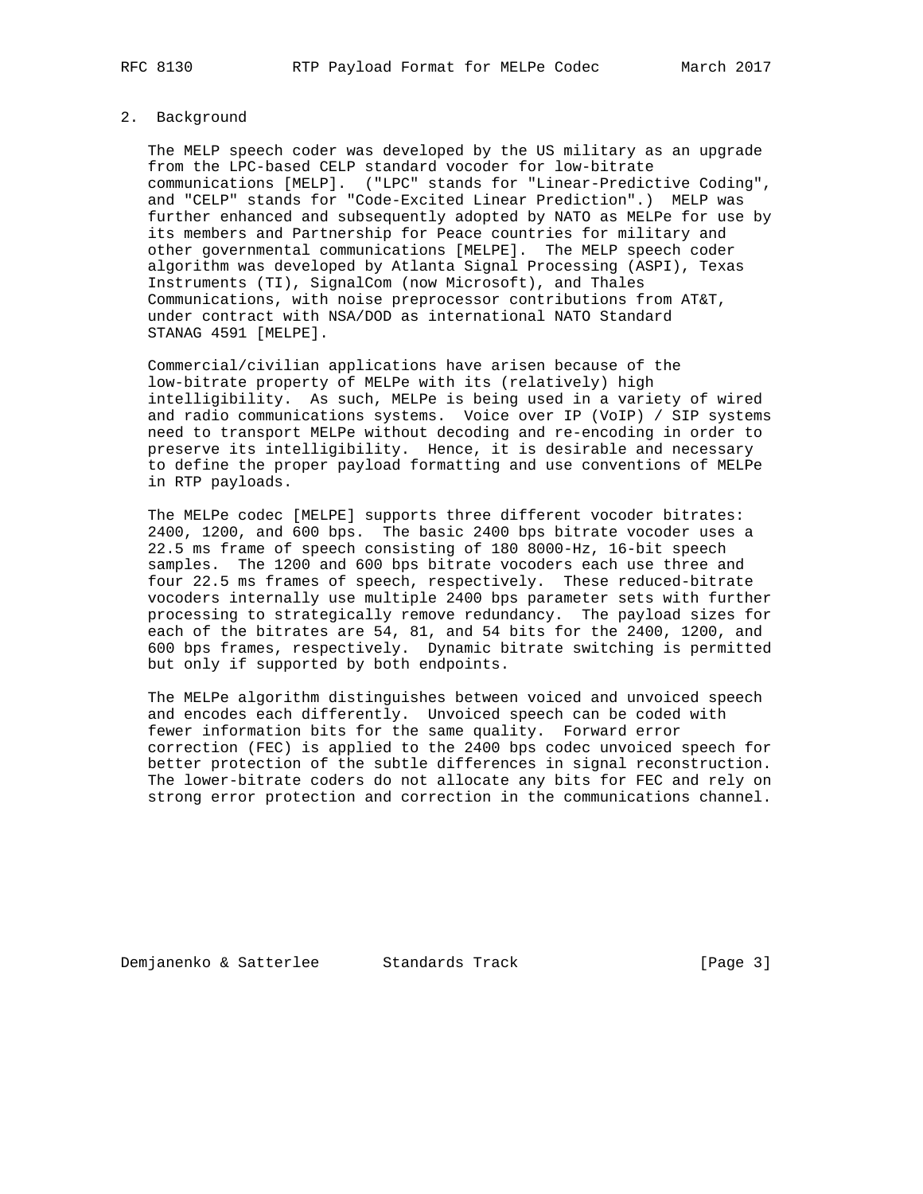## 2. Background

The MELP speech coder was developed by the US military as an upgrade from the LPC-based CELP standard vocoder for low-bitrate communications [MELP]. ("LPC" stands for "Linear-Predictive Coding", and "CELP" stands for "Code-Excited Linear Prediction".) MELP was further enhanced and subsequently adopted by NATO as MELPe for use by its members and Partnership for Peace countries for military and other governmental communications [MELPE]. The MELP speech coder algorithm was developed by Atlanta Signal Processing (ASPI), Texas Instruments (TI), SignalCom (now Microsoft), and Thales Communications, with noise preprocessor contributions from AT&T, under contract with NSA/DOD as international NATO Standard STANAG 4591 [MELPE].

Commercial/civilian applications have arisen because of the low-bitrate property of MELPe with its (relatively) high intelligibility. As such, MELPe is being used in a variety of wired and radio communications systems. Voice over IP (VoIP) / SIP systems need to transport MELPe without decoding and re-encoding in order to preserve its intelligibility. Hence, it is desirable and necessary to define the proper payload formatting and use conventions of MELPe in RTP payloads.

The MELPe codec [MELPE] supports three different vocoder bitrates: 2400, 1200, and 600 bps. The basic 2400 bps bitrate vocoder uses a 22.5 ms frame of speech consisting of 180 8000-Hz, 16-bit speech samples. The 1200 and 600 bps bitrate vocoders each use three and four 22.5 ms frames of speech, respectively. These reduced-bitrate vocoders internally use multiple 2400 bps parameter sets with further processing to strategically remove redundancy. The payload sizes for each of the bitrates are 54, 81, and 54 bits for the 2400, 1200, and 600 bps frames, respectively. Dynamic bitrate switching is permitted but only if supported by both endpoints.

The MELPe algorithm distinguishes between voiced and unvoiced speech and encodes each differently. Unvoiced speech can be coded with fewer information bits for the same quality. Forward error correction (FEC) is applied to the 2400 bps codec unvoiced speech for better protection of the subtle differences in signal reconstruction. The lower-bitrate coders do not allocate any bits for FEC and rely on strong error protection and correction in the communications channel.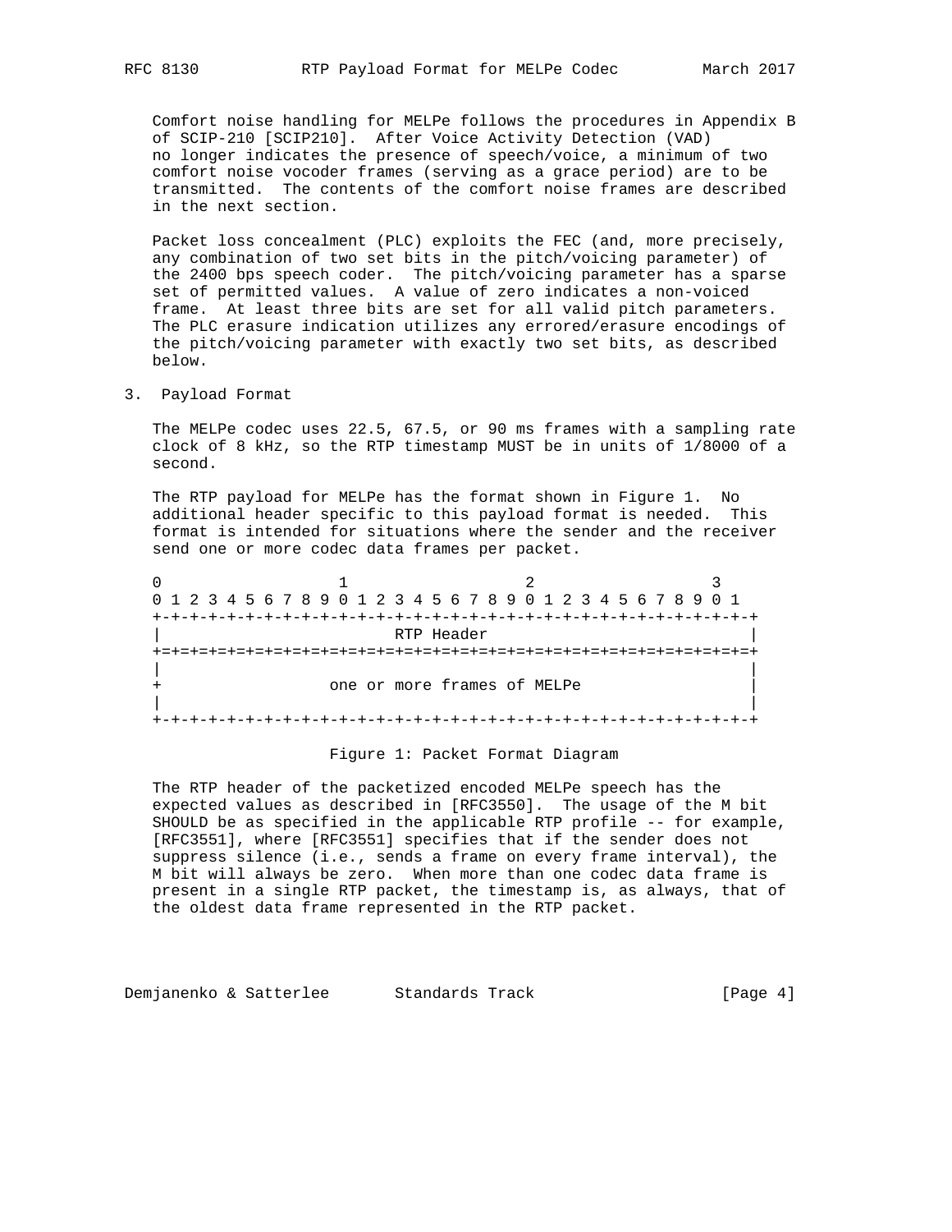Comfort noise handling for MELPe follows the procedures in Appendix B of SCIP-210 [SCIP210]. After Voice Activity Detection (VAD) no longer indicates the presence of speech/voice, a minimum of two comfort noise vocoder frames (serving as a grace period) are to be transmitted. The contents of the comfort noise frames are described in the next section.

Packet loss concealment (PLC) exploits the FEC (and, more precisely, any combination of two set bits in the pitch/voicing parameter) of the 2400 bps speech coder. The pitch/voicing parameter has a sparse set of permitted values. A value of zero indicates a non-voiced frame. At least three bits are set for all valid pitch parameters. The PLC erasure indication utilizes any errored/erasure encodings of the pitch/voicing parameter with exactly two set bits, as described below.

## 3. Payload Format

The MELPe codec uses 22.5, 67.5, or 90 ms frames with a sampling rate clock of 8 kHz, so the RTP timestamp MUST be in units of 1/8000 of a second.

The RTP payload for MELPe has the format shown in Figure 1. No additional header specific to this payload format is needed. This format is intended for situations where the sender and the receiver send one or more codec data frames per packet.

```
 0                   1                   2                   3
 0 1 2 3 4 5 6 7 8 9 0 1 2 3 4 5 6 7 8 9 0 1 2 3 4 5 6 7 8 9 0 1
+-+-+-+-+-+-+-+-+-+-+-+-+-+-+-+-+-+-+-+-+-+-+-+-+-+-+-+-+-+-+-+-+
|                          RTP Header                           |
+=+=+=+=+=+=+=+=+=+=+=+=+=+=+=+=+=+=+=+=+=+=+=+=+=+=+=+=+=+=+=+=+
|                                                               |
+                 one or more frames of MELPe                   |
|                                                               |
+-+-+-+-+-+-+-+-+-+-+-+-+-+-+-+-+-+-+-+-+-+-+-+-+-+-+-+-+-+-+-+-+
```

Figure 1: Packet Format Diagram

The RTP header of the packetized encoded MELPe speech has the expected values as described in [RFC3550]. The usage of the M bit SHOULD be as specified in the applicable RTP profile -- for example, [RFC3551], where [RFC3551] specifies that if the sender does not suppress silence (i.e., sends a frame on every frame interval), the M bit will always be zero. When more than one codec data frame is present in a single RTP packet, the timestamp is, as always, that of the oldest data frame represented in the RTP packet.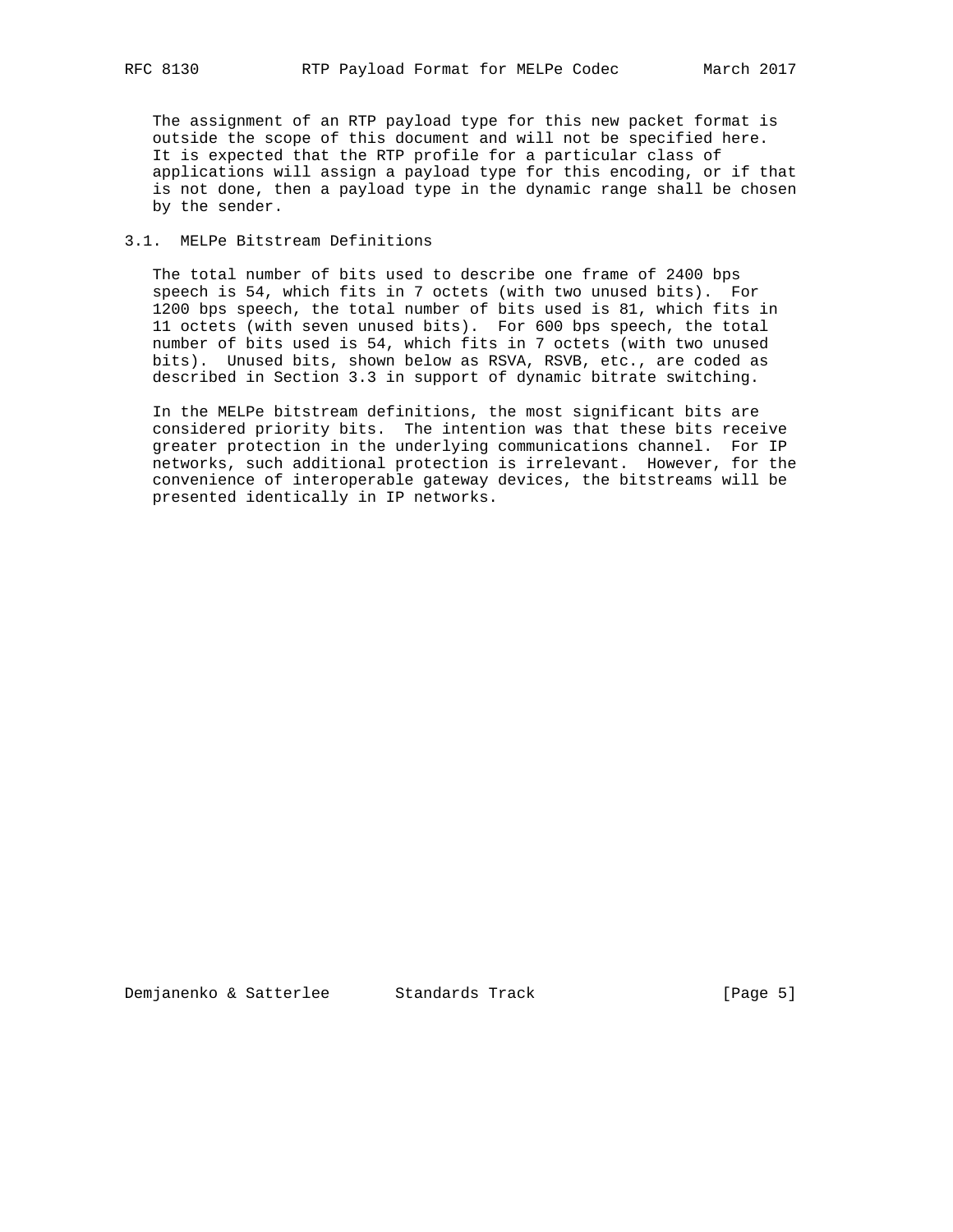The assignment of an RTP payload type for this new packet format is outside the scope of this document and will not be specified here. It is expected that the RTP profile for a particular class of applications will assign a payload type for this encoding, or if that is not done, then a payload type in the dynamic range shall be chosen by the sender.

### 3.1. MELPe Bitstream Definitions

The total number of bits used to describe one frame of 2400 bps speech is 54, which fits in 7 octets (with two unused bits). For 1200 bps speech, the total number of bits used is 81, which fits in 11 octets (with seven unused bits). For 600 bps speech, the total number of bits used is 54, which fits in 7 octets (with two unused bits). Unused bits, shown below as RSVA, RSVB, etc., are coded as described in Section 3.3 in support of dynamic bitrate switching.

In the MELPe bitstream definitions, the most significant bits are considered priority bits. The intention was that these bits receive greater protection in the underlying communications channel. For IP networks, such additional protection is irrelevant. However, for the convenience of interoperable gateway devices, the bitstreams will be presented identically in IP networks.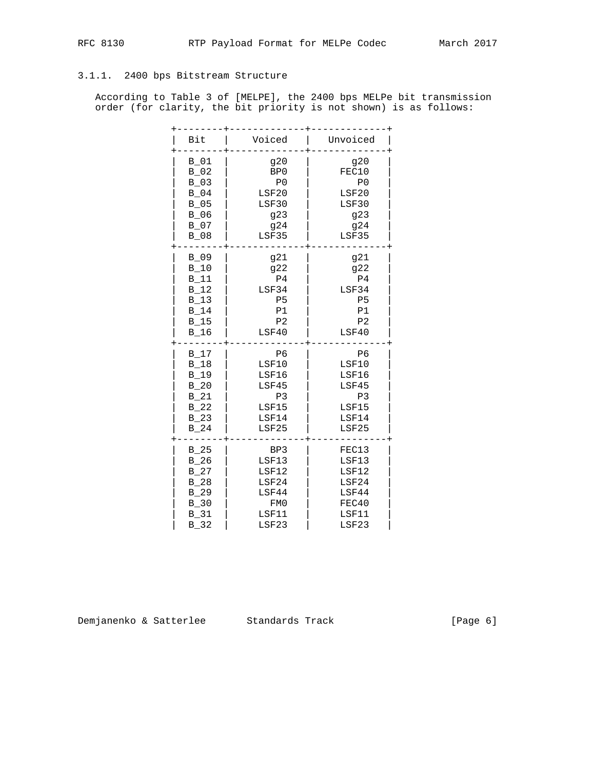### 3.1.1. 2400 bps Bitstream Structure

According to Table 3 of [MELPE], the 2400 bps MELPe bit transmission order (for clarity, the bit priority is not shown) is as follows:

| Bit | Voiced | Unvoiced |
|---|---|---|
| B_01 | g20 | g20 |
| B_02 | BP0 | FEC10 |
| B_03 | P0 | P0 |
| B_04 | LSF20 | LSF20 |
| B_05 | LSF30 | LSF30 |
| B_06 | g23 | g23 |
| B_07 | g24 | g24 |
| B_08 | LSF35 | LSF35 |
| B_09 | g21 | g21 |
| B_10 | g22 | g22 |
| B_11 | P4 | P4 |
| B_12 | LSF34 | LSF34 |
| B_13 | P5 | P5 |
| B_14 | P1 | P1 |
| B_15 | P2 | P2 |
| B_16 | LSF40 | LSF40 |
| B_17 | P6 | P6 |
| B_18 | LSF10 | LSF10 |
| B_19 | LSF16 | LSF16 |
| B_20 | LSF45 | LSF45 |
| B_21 | P3 | P3 |
| B_22 | LSF15 | LSF15 |
| B_23 | LSF14 | LSF14 |
| B_24 | LSF25 | LSF25 |
| B_25 | BP3 | FEC13 |
| B_26 | LSF13 | LSF13 |
| B_27 | LSF12 | LSF12 |
| B_28 | LSF24 | LSF24 |
| B_29 | LSF44 | LSF44 |
| B_30 | FM0 | FEC40 |
| B_31 | LSF11 | LSF11 |
| B_32 | LSF23 | LSF23 |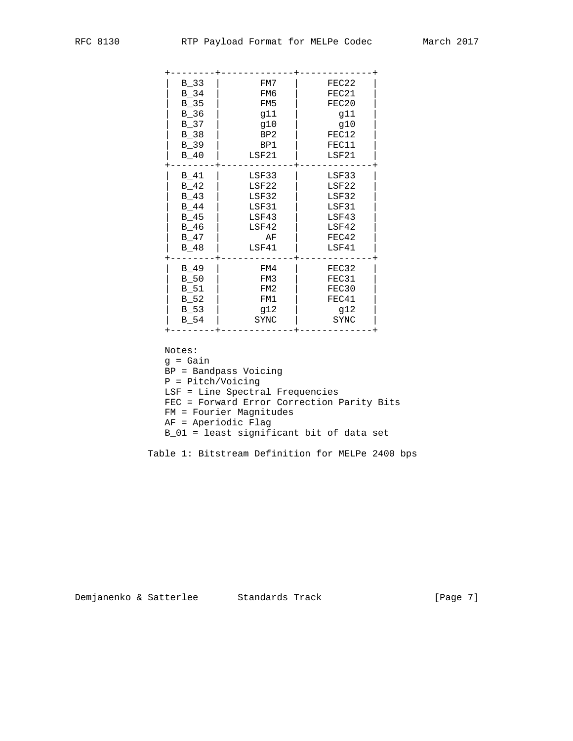| | | |
|---|---|---|
| B_33 | FM7 | FEC22 |
| B_34 | FM6 | FEC21 |
| B_35 | FM5 | FEC20 |
| B_36 | g11 | g11 |
| B_37 | g10 | g10 |
| B_38 | BP2 | FEC12 |
| B_39 | BP1 | FEC11 |
| B_40 | LSF21 | LSF21 |
| B_41 | LSF33 | LSF33 |
| B_42 | LSF22 | LSF22 |
| B_43 | LSF32 | LSF32 |
| B_44 | LSF31 | LSF31 |
| B_45 | LSF43 | LSF43 |
| B_46 | LSF42 | LSF42 |
| B_47 | AF | FEC42 |
| B_48 | LSF41 | LSF41 |
| B_49 | FM4 | FEC32 |
| B_50 | FM3 | FEC31 |
| B_51 | FM2 | FEC30 |
| B_52 | FM1 | FEC41 |
| B_53 | g12 | g12 |
| B_54 | SYNC | SYNC |

Notes:
g = Gain
BP = Bandpass Voicing
P = Pitch/Voicing
LSF = Line Spectral Frequencies
FEC = Forward Error Correction Parity Bits
FM = Fourier Magnitudes
AF = Aperiodic Flag
B_01 = least significant bit of data set

Table 1: Bitstream Definition for MELPe 2400 bps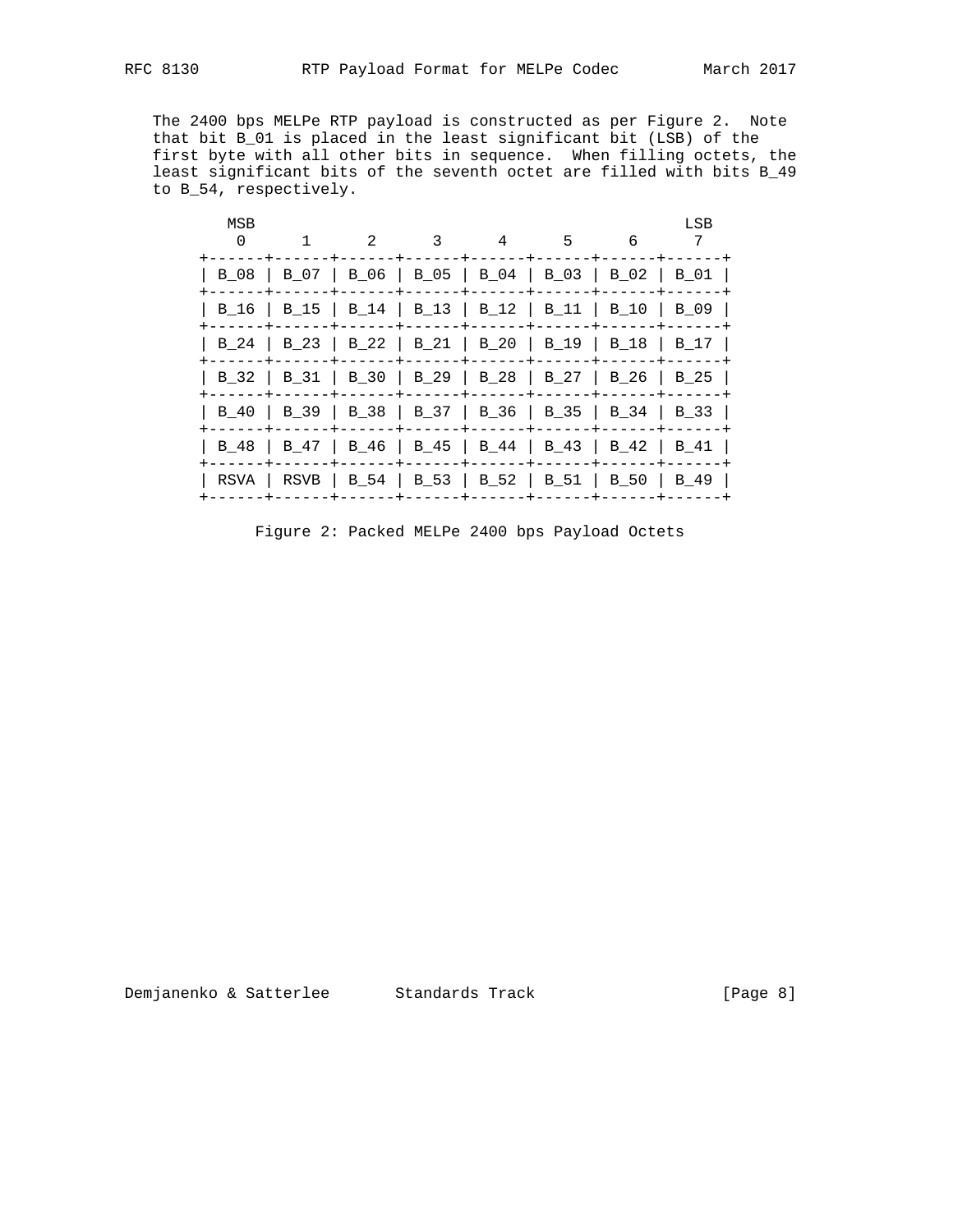The 2400 bps MELPe RTP payload is constructed as per Figure 2. Note that bit B_01 is placed in the least significant bit (LSB) of the first byte with all other bits in sequence. When filling octets, the least significant bits of the seventh octet are filled with bits B_49 to B_54, respectively.

```
   MSB                                               LSB
    0      1      2      3      4      5      6      7
 +------+------+------+------+------+------+------+------+
 | B_08 | B_07 | B_06 | B_05 | B_04 | B_03 | B_02 | B_01 |
 +------+------+------+------+------+------+------+------+
 | B_16 | B_15 | B_14 | B_13 | B_12 | B_11 | B_10 | B_09 |
 +------+------+------+------+------+------+------+------+
 | B_24 | B_23 | B_22 | B_21 | B_20 | B_19 | B_18 | B_17 |
 +------+------+------+------+------+------+------+------+
 | B_32 | B_31 | B_30 | B_29 | B_28 | B_27 | B_26 | B_25 |
 +------+------+------+------+------+------+------+------+
 | B_40 | B_39 | B_38 | B_37 | B_36 | B_35 | B_34 | B_33 |
 +------+------+------+------+------+------+------+------+
 | B_48 | B_47 | B_46 | B_45 | B_44 | B_43 | B_42 | B_41 |
 +------+------+------+------+------+------+------+------+
 | RSVA | RSVB | B_54 | B_53 | B_52 | B_51 | B_50 | B_49 |
 +------+------+------+------+------+------+------+------+
```

Figure 2: Packed MELPe 2400 bps Payload Octets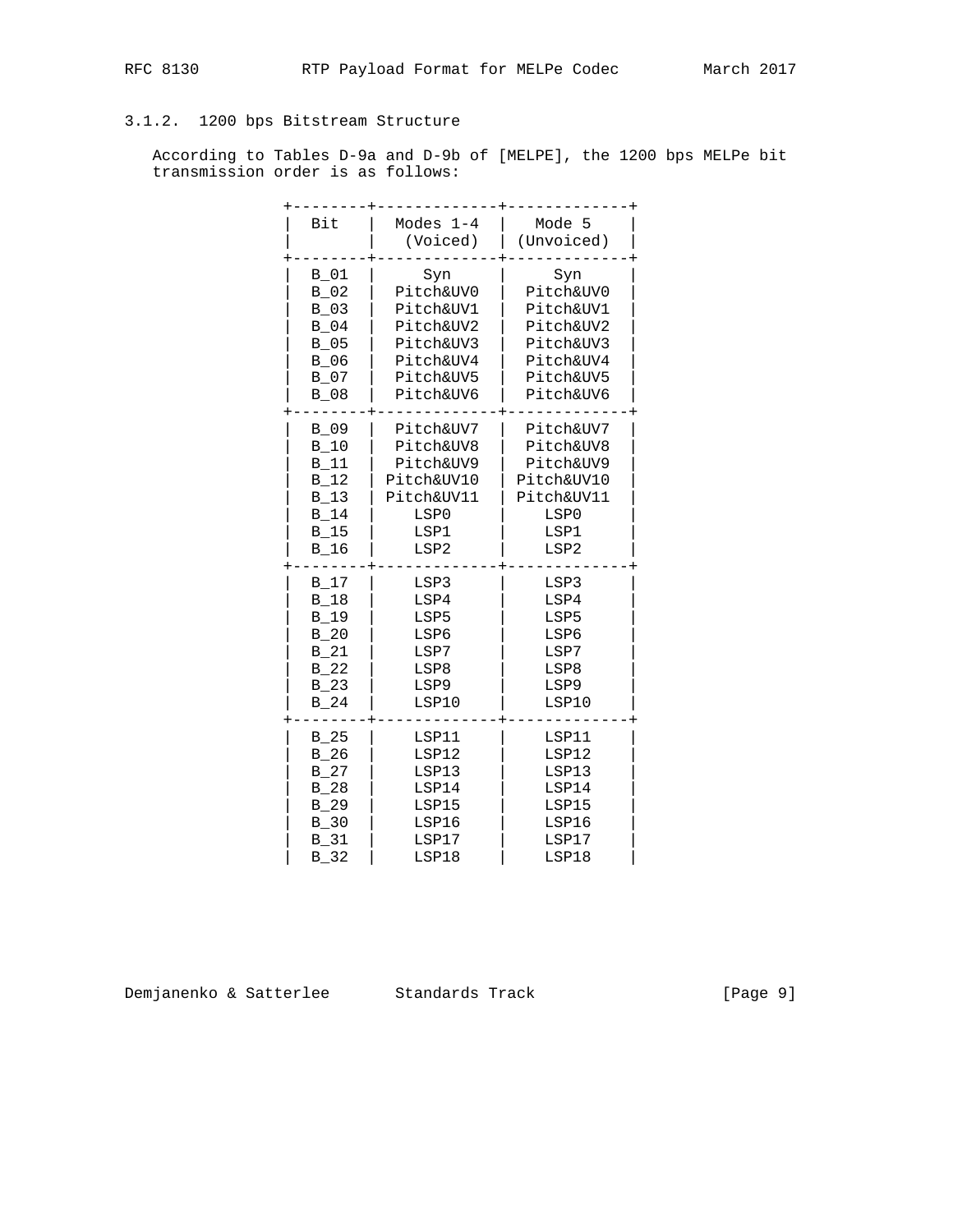### 3.1.2. 1200 bps Bitstream Structure

According to Tables D-9a and D-9b of [MELPE], the 1200 bps MELPe bit transmission order is as follows:

| Bit | Modes 1-4 (Voiced) | Mode 5 (Unvoiced) |
|---|---|---|
| B_01 | Syn | Syn |
| B_02 | Pitch&UV0 | Pitch&UV0 |
| B_03 | Pitch&UV1 | Pitch&UV1 |
| B_04 | Pitch&UV2 | Pitch&UV2 |
| B_05 | Pitch&UV3 | Pitch&UV3 |
| B_06 | Pitch&UV4 | Pitch&UV4 |
| B_07 | Pitch&UV5 | Pitch&UV5 |
| B_08 | Pitch&UV6 | Pitch&UV6 |
| B_09 | Pitch&UV7 | Pitch&UV7 |
| B_10 | Pitch&UV8 | Pitch&UV8 |
| B_11 | Pitch&UV9 | Pitch&UV9 |
| B_12 | Pitch&UV10 | Pitch&UV10 |
| B_13 | Pitch&UV11 | Pitch&UV11 |
| B_14 | LSP0 | LSP0 |
| B_15 | LSP1 | LSP1 |
| B_16 | LSP2 | LSP2 |
| B_17 | LSP3 | LSP3 |
| B_18 | LSP4 | LSP4 |
| B_19 | LSP5 | LSP5 |
| B_20 | LSP6 | LSP6 |
| B_21 | LSP7 | LSP7 |
| B_22 | LSP8 | LSP8 |
| B_23 | LSP9 | LSP9 |
| B_24 | LSP10 | LSP10 |
| B_25 | LSP11 | LSP11 |
| B_26 | LSP12 | LSP12 |
| B_27 | LSP13 | LSP13 |
| B_28 | LSP14 | LSP14 |
| B_29 | LSP15 | LSP15 |
| B_30 | LSP16 | LSP16 |
| B_31 | LSP17 | LSP17 |
| B_32 | LSP18 | LSP18 |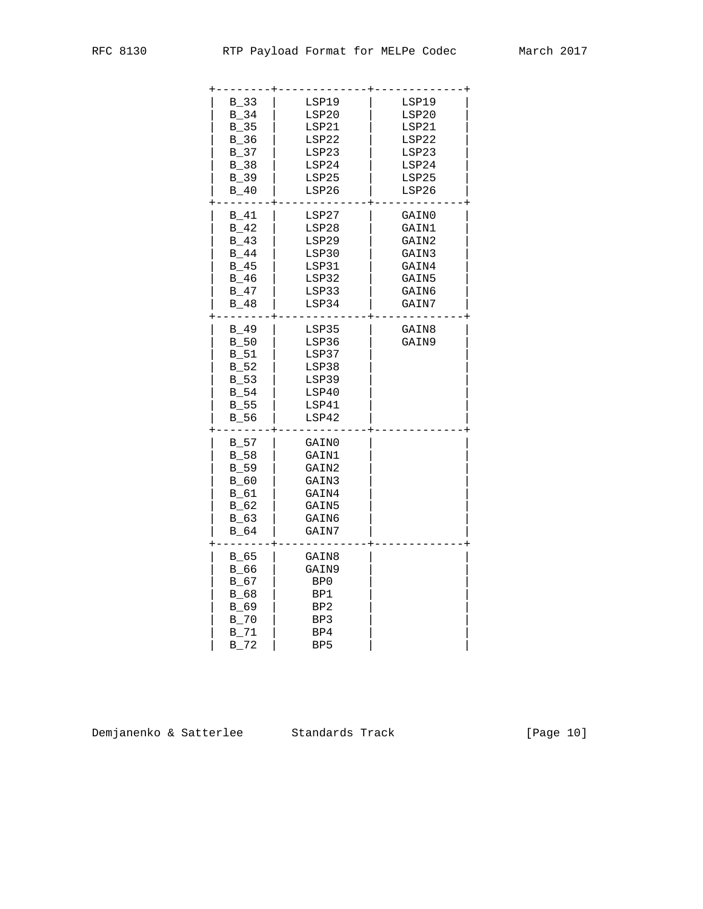| | | |
|---|---|---|
| B_33 | LSP19 | LSP19 |
| B_34 | LSP20 | LSP20 |
| B_35 | LSP21 | LSP21 |
| B_36 | LSP22 | LSP22 |
| B_37 | LSP23 | LSP23 |
| B_38 | LSP24 | LSP24 |
| B_39 | LSP25 | LSP25 |
| B_40 | LSP26 | LSP26 |
| B_41 | LSP27 | GAIN0 |
| B_42 | LSP28 | GAIN1 |
| B_43 | LSP29 | GAIN2 |
| B_44 | LSP30 | GAIN3 |
| B_45 | LSP31 | GAIN4 |
| B_46 | LSP32 | GAIN5 |
| B_47 | LSP33 | GAIN6 |
| B_48 | LSP34 | GAIN7 |
| B_49 | LSP35 | GAIN8 |
| B_50 | LSP36 | GAIN9 |
| B_51 | LSP37 | |
| B_52 | LSP38 | |
| B_53 | LSP39 | |
| B_54 | LSP40 | |
| B_55 | LSP41 | |
| B_56 | LSP42 | |
| B_57 | GAIN0 | |
| B_58 | GAIN1 | |
| B_59 | GAIN2 | |
| B_60 | GAIN3 | |
| B_61 | GAIN4 | |
| B_62 | GAIN5 | |
| B_63 | GAIN6 | |
| B_64 | GAIN7 | |
| B_65 | GAIN8 | |
| B_66 | GAIN9 | |
| B_67 | BP0 | |
| B_68 | BP1 | |
| B_69 | BP2 | |
| B_70 | BP3 | |
| B_71 | BP4 | |
| B_72 | BP5 | |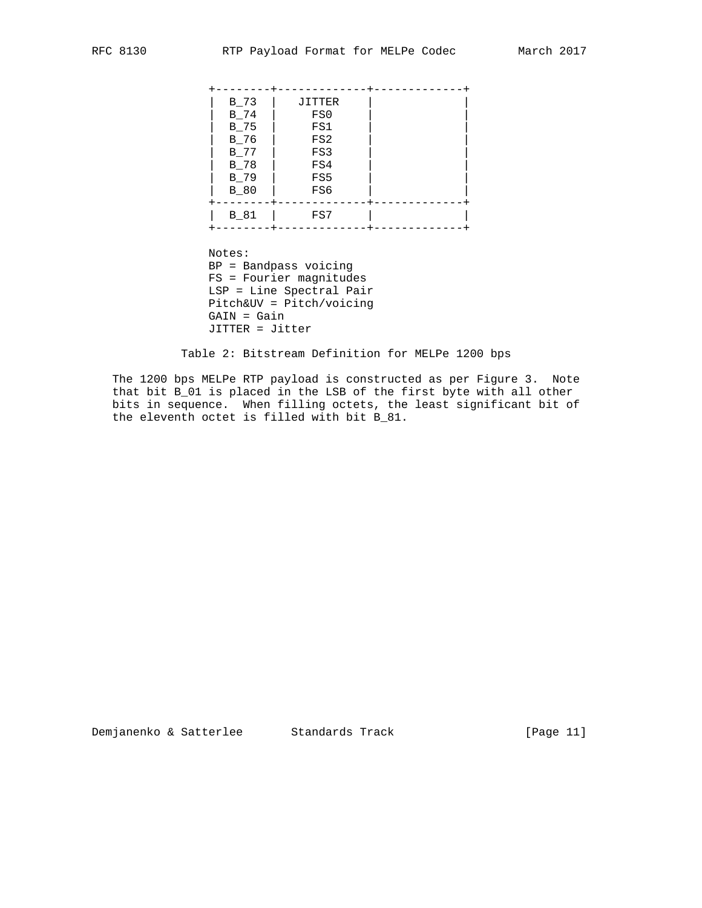|  |  |  |
|---|---|---|
| B_73 | JITTER |  |
| B_74 | FS0 |  |
| B_75 | FS1 |  |
| B_76 | FS2 |  |
| B_77 | FS3 |  |
| B_78 | FS4 |  |
| B_79 | FS5 |  |
| B_80 | FS6 |  |
| B_81 | FS7 |  |

Notes:
BP = Bandpass voicing
FS = Fourier magnitudes
LSP = Line Spectral Pair
Pitch&UV = Pitch/voicing
GAIN = Gain
JITTER = Jitter

Table 2: Bitstream Definition for MELPe 1200 bps

The 1200 bps MELPe RTP payload is constructed as per Figure 3. Note that bit B_01 is placed in the LSB of the first byte with all other bits in sequence. When filling octets, the least significant bit of the eleventh octet is filled with bit B_81.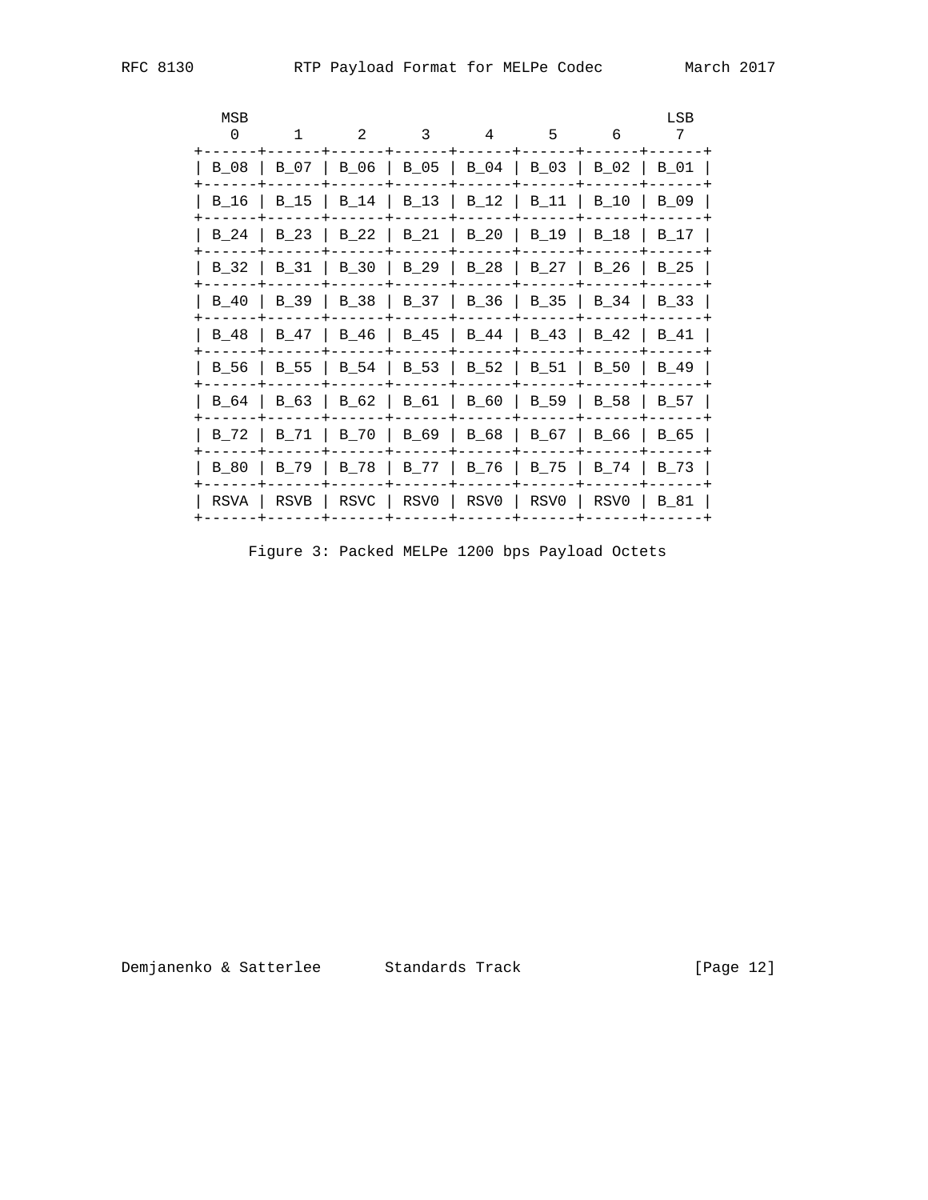| MSB 0 | 1 | 2 | 3 | 4 | 5 | 6 | LSB 7 |
|---|---|---|---|---|---|---|---|
| B_08 | B_07 | B_06 | B_05 | B_04 | B_03 | B_02 | B_01 |
| B_16 | B_15 | B_14 | B_13 | B_12 | B_11 | B_10 | B_09 |
| B_24 | B_23 | B_22 | B_21 | B_20 | B_19 | B_18 | B_17 |
| B_32 | B_31 | B_30 | B_29 | B_28 | B_27 | B_26 | B_25 |
| B_40 | B_39 | B_38 | B_37 | B_36 | B_35 | B_34 | B_33 |
| B_48 | B_47 | B_46 | B_45 | B_44 | B_43 | B_42 | B_41 |
| B_56 | B_55 | B_54 | B_53 | B_52 | B_51 | B_50 | B_49 |
| B_64 | B_63 | B_62 | B_61 | B_60 | B_59 | B_58 | B_57 |
| B_72 | B_71 | B_70 | B_69 | B_68 | B_67 | B_66 | B_65 |
| B_80 | B_79 | B_78 | B_77 | B_76 | B_75 | B_74 | B_73 |
| RSVA | RSVB | RSVC | RSV0 | RSV0 | RSV0 | RSV0 | B_81 |

Figure 3: Packed MELPe 1200 bps Payload Octets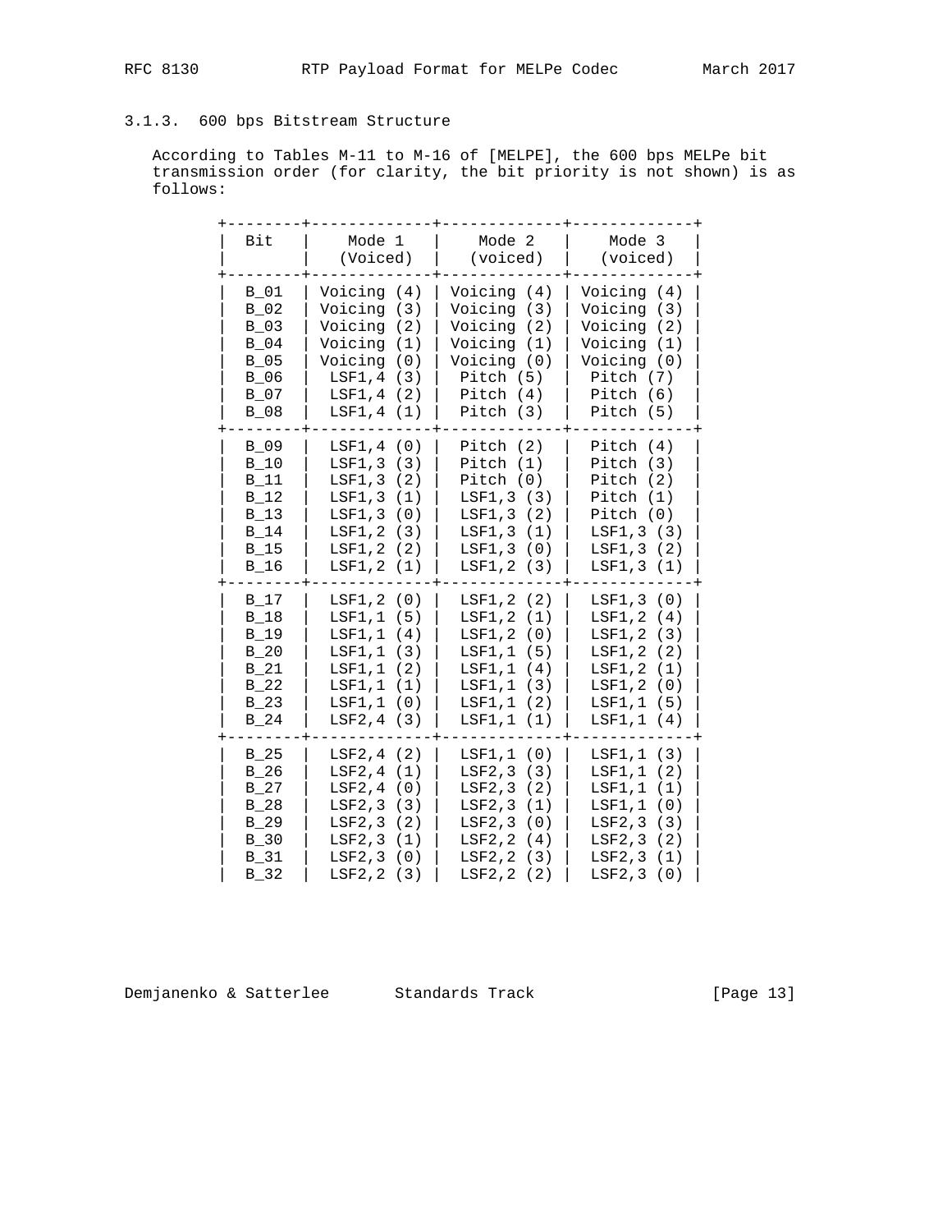### 3.1.3. 600 bps Bitstream Structure

According to Tables M-11 to M-16 of [MELPE], the 600 bps MELPe bit transmission order (for clarity, the bit priority is not shown) is as follows:

| Bit | Mode 1 (Voiced) | Mode 2 (voiced) | Mode 3 (voiced) |
|---|---|---|---|
| B_01 | Voicing (4) | Voicing (4) | Voicing (4) |
| B_02 | Voicing (3) | Voicing (3) | Voicing (3) |
| B_03 | Voicing (2) | Voicing (2) | Voicing (2) |
| B_04 | Voicing (1) | Voicing (1) | Voicing (1) |
| B_05 | Voicing (0) | Voicing (0) | Voicing (0) |
| B_06 | LSF1,4 (3) | Pitch (5) | Pitch (7) |
| B_07 | LSF1,4 (2) | Pitch (4) | Pitch (6) |
| B_08 | LSF1,4 (1) | Pitch (3) | Pitch (5) |
| B_09 | LSF1,4 (0) | Pitch (2) | Pitch (4) |
| B_10 | LSF1,3 (3) | Pitch (1) | Pitch (3) |
| B_11 | LSF1,3 (2) | Pitch (0) | Pitch (2) |
| B_12 | LSF1,3 (1) | LSF1,3 (3) | Pitch (1) |
| B_13 | LSF1,3 (0) | LSF1,3 (2) | Pitch (0) |
| B_14 | LSF1,2 (3) | LSF1,3 (1) | LSF1,3 (3) |
| B_15 | LSF1,2 (2) | LSF1,3 (0) | LSF1,3 (2) |
| B_16 | LSF1,2 (1) | LSF1,2 (3) | LSF1,3 (1) |
| B_17 | LSF1,2 (0) | LSF1,2 (2) | LSF1,3 (0) |
| B_18 | LSF1,1 (5) | LSF1,2 (1) | LSF1,2 (4) |
| B_19 | LSF1,1 (4) | LSF1,2 (0) | LSF1,2 (3) |
| B_20 | LSF1,1 (3) | LSF1,1 (5) | LSF1,2 (2) |
| B_21 | LSF1,1 (2) | LSF1,1 (4) | LSF1,2 (1) |
| B_22 | LSF1,1 (1) | LSF1,1 (3) | LSF1,2 (0) |
| B_23 | LSF1,1 (0) | LSF1,1 (2) | LSF1,1 (5) |
| B_24 | LSF2,4 (3) | LSF1,1 (1) | LSF1,1 (4) |
| B_25 | LSF2,4 (2) | LSF1,1 (0) | LSF1,1 (3) |
| B_26 | LSF2,4 (1) | LSF2,3 (3) | LSF1,1 (2) |
| B_27 | LSF2,4 (0) | LSF2,3 (2) | LSF1,1 (1) |
| B_28 | LSF2,3 (3) | LSF2,3 (1) | LSF1,1 (0) |
| B_29 | LSF2,3 (2) | LSF2,3 (0) | LSF2,3 (3) |
| B_30 | LSF2,3 (1) | LSF2,2 (4) | LSF2,3 (2) |
| B_31 | LSF2,3 (0) | LSF2,2 (3) | LSF2,3 (1) |
| B_32 | LSF2,2 (3) | LSF2,2 (2) | LSF2,3 (0) |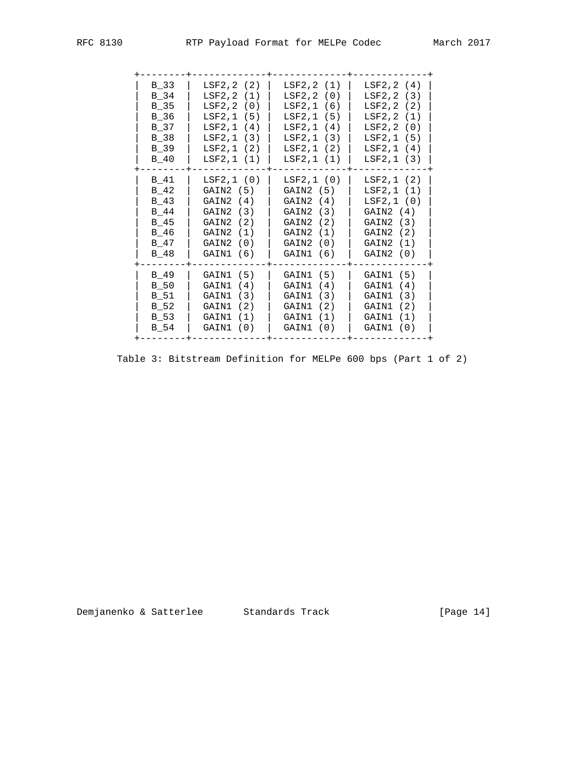| | | | |
|---|---|---|---|
| B_33 | LSF2,2 (2) | LSF2,2 (1) | LSF2,2 (4) |
| B_34 | LSF2,2 (1) | LSF2,2 (0) | LSF2,2 (3) |
| B_35 | LSF2,2 (0) | LSF2,1 (6) | LSF2,2 (2) |
| B_36 | LSF2,1 (5) | LSF2,1 (5) | LSF2,2 (1) |
| B_37 | LSF2,1 (4) | LSF2,1 (4) | LSF2,2 (0) |
| B_38 | LSF2,1 (3) | LSF2,1 (3) | LSF2,1 (5) |
| B_39 | LSF2,1 (2) | LSF2,1 (2) | LSF2,1 (4) |
| B_40 | LSF2,1 (1) | LSF2,1 (1) | LSF2,1 (3) |
| B_41 | LSF2,1 (0) | LSF2,1 (0) | LSF2,1 (2) |
| B_42 | GAIN2 (5) | GAIN2 (5) | LSF2,1 (1) |
| B_43 | GAIN2 (4) | GAIN2 (4) | LSF2,1 (0) |
| B_44 | GAIN2 (3) | GAIN2 (3) | GAIN2 (4) |
| B_45 | GAIN2 (2) | GAIN2 (2) | GAIN2 (3) |
| B_46 | GAIN2 (1) | GAIN2 (1) | GAIN2 (2) |
| B_47 | GAIN2 (0) | GAIN2 (0) | GAIN2 (1) |
| B_48 | GAIN1 (6) | GAIN1 (6) | GAIN2 (0) |
| B_49 | GAIN1 (5) | GAIN1 (5) | GAIN1 (5) |
| B_50 | GAIN1 (4) | GAIN1 (4) | GAIN1 (4) |
| B_51 | GAIN1 (3) | GAIN1 (3) | GAIN1 (3) |
| B_52 | GAIN1 (2) | GAIN1 (2) | GAIN1 (2) |
| B_53 | GAIN1 (1) | GAIN1 (1) | GAIN1 (1) |
| B_54 | GAIN1 (0) | GAIN1 (0) | GAIN1 (0) |

Table 3: Bitstream Definition for MELPe 600 bps (Part 1 of 2)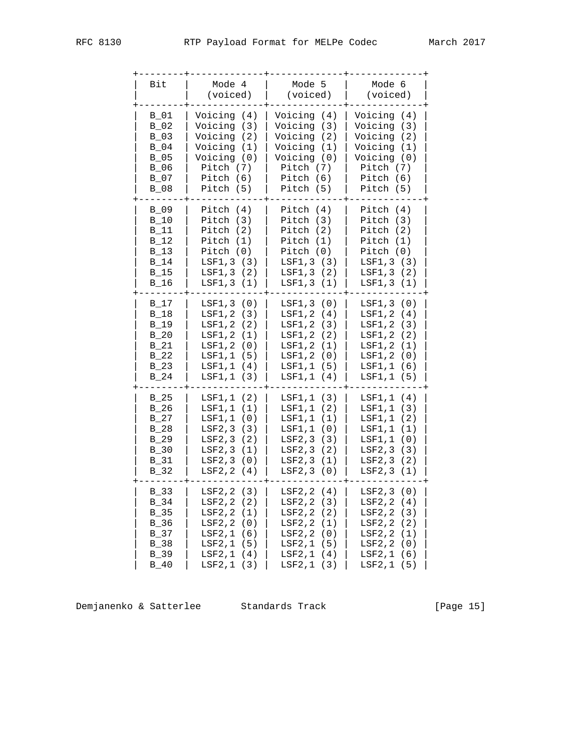| Bit | Mode 4 (voiced) | Mode 5 (voiced) | Mode 6 (voiced) |
|---|---|---|---|
| B_01 | Voicing (4) | Voicing (4) | Voicing (4) |
| B_02 | Voicing (3) | Voicing (3) | Voicing (3) |
| B_03 | Voicing (2) | Voicing (2) | Voicing (2) |
| B_04 | Voicing (1) | Voicing (1) | Voicing (1) |
| B_05 | Voicing (0) | Voicing (0) | Voicing (0) |
| B_06 | Pitch (7) | Pitch (7) | Pitch (7) |
| B_07 | Pitch (6) | Pitch (6) | Pitch (6) |
| B_08 | Pitch (5) | Pitch (5) | Pitch (5) |
| B_09 | Pitch (4) | Pitch (4) | Pitch (4) |
| B_10 | Pitch (3) | Pitch (3) | Pitch (3) |
| B_11 | Pitch (2) | Pitch (2) | Pitch (2) |
| B_12 | Pitch (1) | Pitch (1) | Pitch (1) |
| B_13 | Pitch (0) | Pitch (0) | Pitch (0) |
| B_14 | LSF1,3 (3) | LSF1,3 (3) | LSF1,3 (3) |
| B_15 | LSF1,3 (2) | LSF1,3 (2) | LSF1,3 (2) |
| B_16 | LSF1,3 (1) | LSF1,3 (1) | LSF1,3 (1) |
| B_17 | LSF1,3 (0) | LSF1,3 (0) | LSF1,3 (0) |
| B_18 | LSF1,2 (3) | LSF1,2 (4) | LSF1,2 (4) |
| B_19 | LSF1,2 (2) | LSF1,2 (3) | LSF1,2 (3) |
| B_20 | LSF1,2 (1) | LSF1,2 (2) | LSF1,2 (2) |
| B_21 | LSF1,2 (0) | LSF1,2 (1) | LSF1,2 (1) |
| B_22 | LSF1,1 (5) | LSF1,2 (0) | LSF1,2 (0) |
| B_23 | LSF1,1 (4) | LSF1,1 (5) | LSF1,1 (6) |
| B_24 | LSF1,1 (3) | LSF1,1 (4) | LSF1,1 (5) |
| B_25 | LSF1,1 (2) | LSF1,1 (3) | LSF1,1 (4) |
| B_26 | LSF1,1 (1) | LSF1,1 (2) | LSF1,1 (3) |
| B_27 | LSF1,1 (0) | LSF1,1 (1) | LSF1,1 (2) |
| B_28 | LSF2,3 (3) | LSF1,1 (0) | LSF1,1 (1) |
| B_29 | LSF2,3 (2) | LSF2,3 (3) | LSF1,1 (0) |
| B_30 | LSF2,3 (1) | LSF2,3 (2) | LSF2,3 (3) |
| B_31 | LSF2,3 (0) | LSF2,3 (1) | LSF2,3 (2) |
| B_32 | LSF2,2 (4) | LSF2,3 (0) | LSF2,3 (1) |
| B_33 | LSF2,2 (3) | LSF2,2 (4) | LSF2,3 (0) |
| B_34 | LSF2,2 (2) | LSF2,2 (3) | LSF2,2 (4) |
| B_35 | LSF2,2 (1) | LSF2,2 (2) | LSF2,2 (3) |
| B_36 | LSF2,2 (0) | LSF2,2 (1) | LSF2,2 (2) |
| B_37 | LSF2,1 (6) | LSF2,2 (0) | LSF2,2 (1) |
| B_38 | LSF2,1 (5) | LSF2,1 (5) | LSF2,2 (0) |
| B_39 | LSF2,1 (4) | LSF2,1 (4) | LSF2,1 (6) |
| B_40 | LSF2,1 (3) | LSF2,1 (3) | LSF2,1 (5) |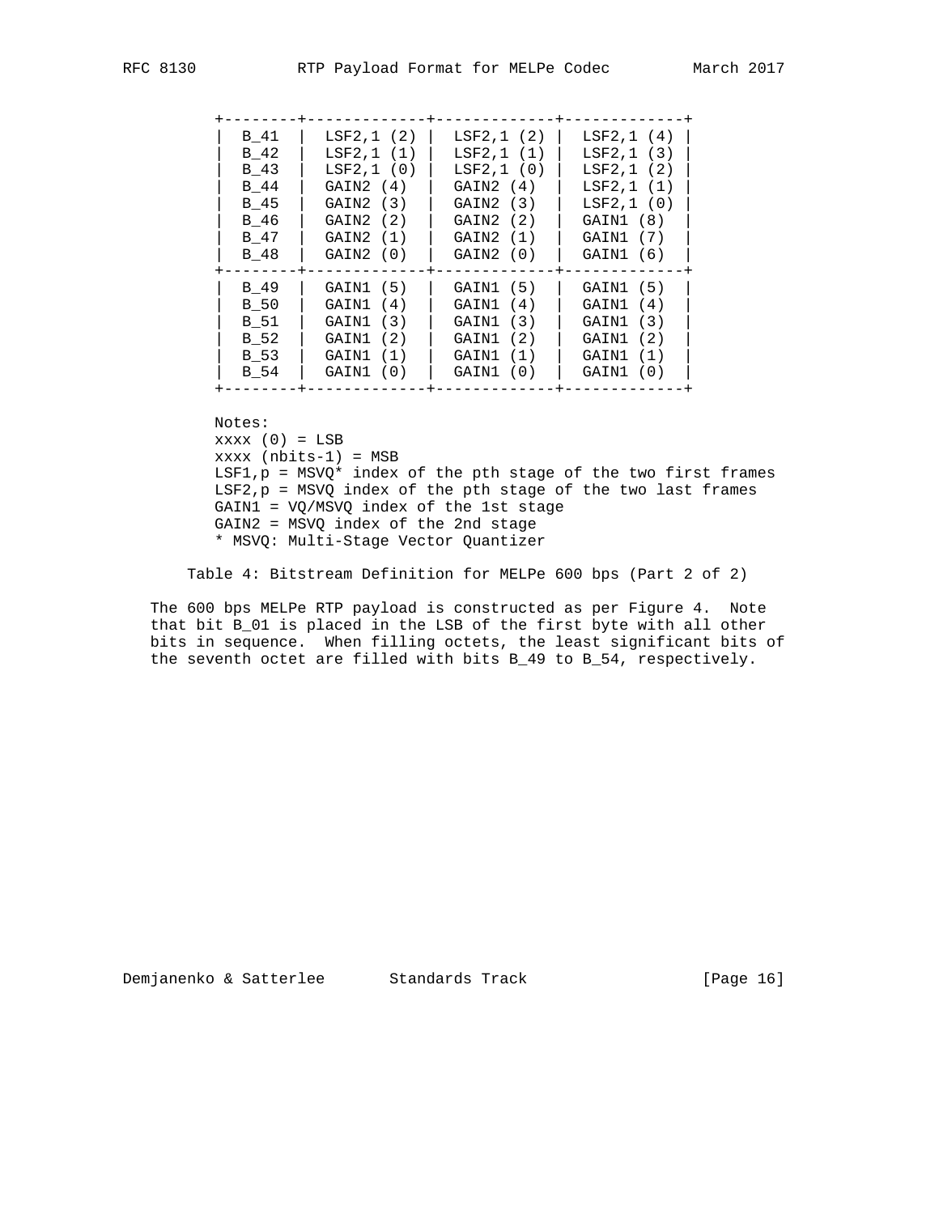| | | | |
|---|---|---|---|
| B_41 | LSF2,1 (2) | LSF2,1 (2) | LSF2,1 (4) |
| B_42 | LSF2,1 (1) | LSF2,1 (1) | LSF2,1 (3) |
| B_43 | LSF2,1 (0) | LSF2,1 (0) | LSF2,1 (2) |
| B_44 | GAIN2 (4) | GAIN2 (4) | LSF2,1 (1) |
| B_45 | GAIN2 (3) | GAIN2 (3) | LSF2,1 (0) |
| B_46 | GAIN2 (2) | GAIN2 (2) | GAIN1 (8) |
| B_47 | GAIN2 (1) | GAIN2 (1) | GAIN1 (7) |
| B_48 | GAIN2 (0) | GAIN2 (0) | GAIN1 (6) |
| B_49 | GAIN1 (5) | GAIN1 (5) | GAIN1 (5) |
| B_50 | GAIN1 (4) | GAIN1 (4) | GAIN1 (4) |
| B_51 | GAIN1 (3) | GAIN1 (3) | GAIN1 (3) |
| B_52 | GAIN1 (2) | GAIN1 (2) | GAIN1 (2) |
| B_53 | GAIN1 (1) | GAIN1 (1) | GAIN1 (1) |
| B_54 | GAIN1 (0) | GAIN1 (0) | GAIN1 (0) |

Notes:
xxxx (0) = LSB
xxxx (nbits-1) = MSB
LSF1,p = MSVQ* index of the pth stage of the two first frames
LSF2,p = MSVQ index of the pth stage of the two last frames
GAIN1 = VQ/MSVQ index of the 1st stage
GAIN2 = MSVQ index of the 2nd stage
* MSVQ: Multi-Stage Vector Quantizer

Table 4: Bitstream Definition for MELPe 600 bps (Part 2 of 2)

The 600 bps MELPe RTP payload is constructed as per Figure 4. Note that bit B_01 is placed in the LSB of the first byte with all other bits in sequence. When filling octets, the least significant bits of the seventh octet are filled with bits B_49 to B_54, respectively.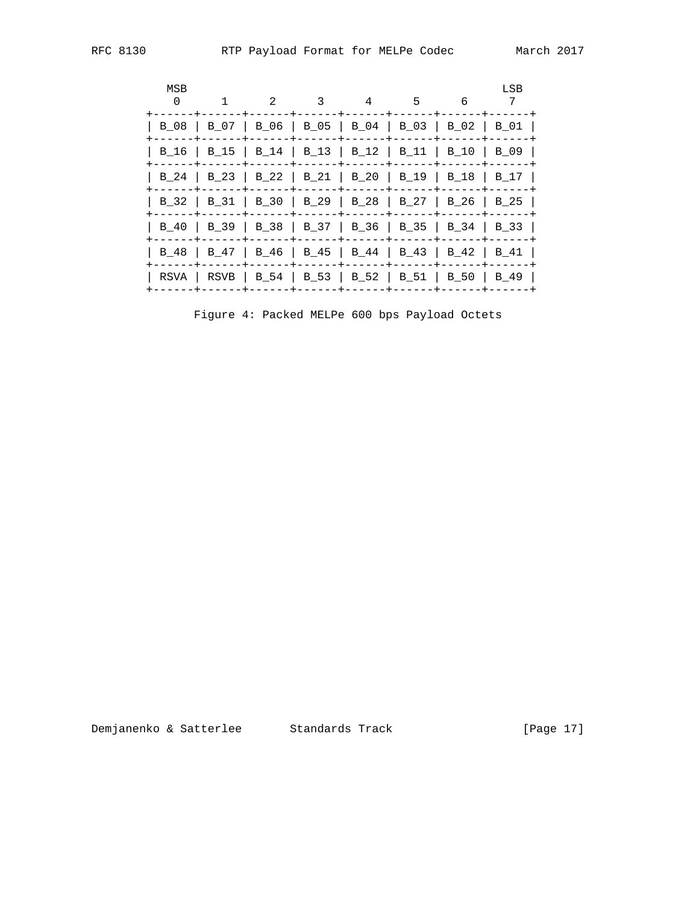```
  MSB                                              LSB
   0      1      2      3      4      5      6      7
+------+------+------+------+------+------+------+------+
| B_08 | B_07 | B_06 | B_05 | B_04 | B_03 | B_02 | B_01 |
+------+------+------+------+------+------+------+------+
| B_16 | B_15 | B_14 | B_13 | B_12 | B_11 | B_10 | B_09 |
+------+------+------+------+------+------+------+------+
| B_24 | B_23 | B_22 | B_21 | B_20 | B_19 | B_18 | B_17 |
+------+------+------+------+------+------+------+------+
| B_32 | B_31 | B_30 | B_29 | B_28 | B_27 | B_26 | B_25 |
+------+------+------+------+------+------+------+------+
| B_40 | B_39 | B_38 | B_37 | B_36 | B_35 | B_34 | B_33 |
+------+------+------+------+------+------+------+------+
| B_48 | B_47 | B_46 | B_45 | B_44 | B_43 | B_42 | B_41 |
+------+------+------+------+------+------+------+------+
| RSVA | RSVB | B_54 | B_53 | B_52 | B_51 | B_50 | B_49 |
+------+------+------+------+------+------+------+------+
```

Figure 4: Packed MELPe 600 bps Payload Octets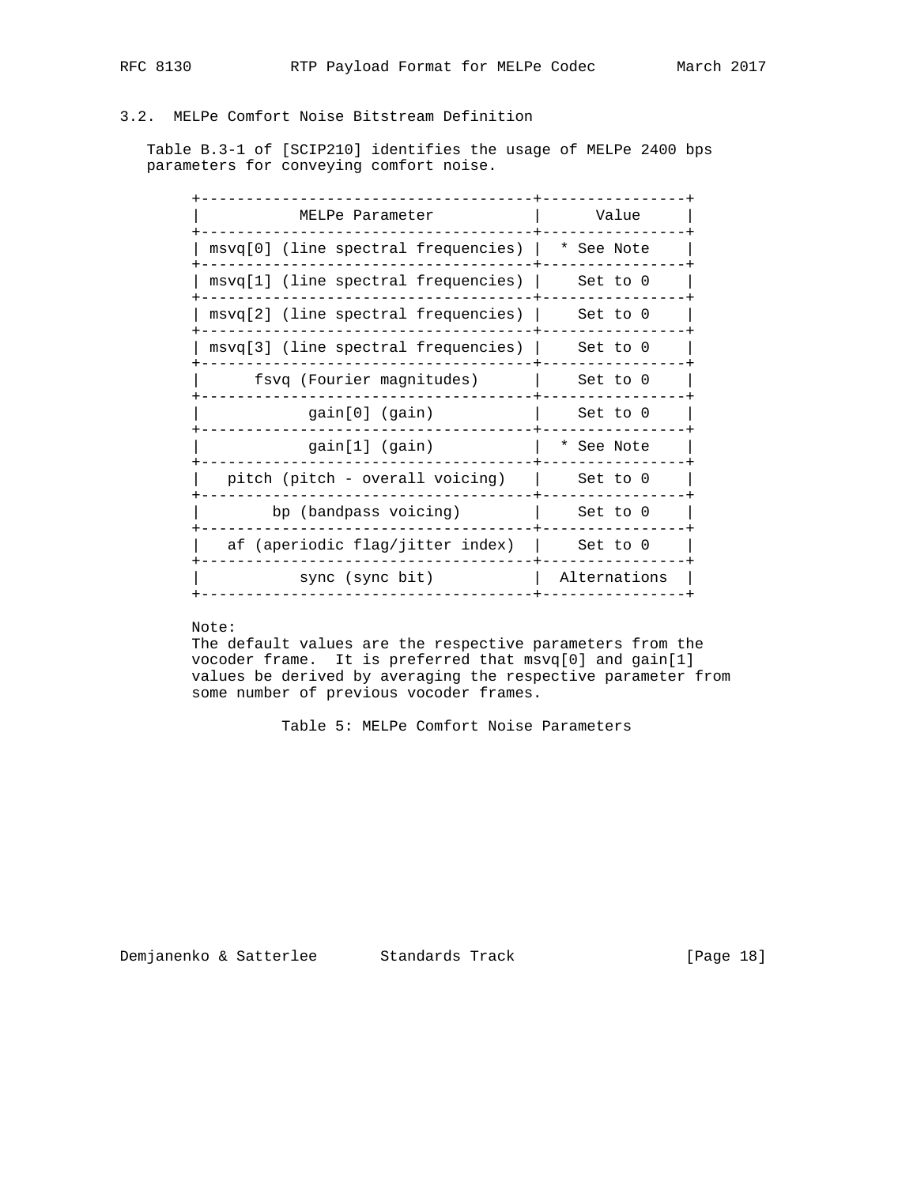### 3.2. MELPe Comfort Noise Bitstream Definition

Table B.3-1 of [SCIP210] identifies the usage of MELPe 2400 bps parameters for conveying comfort noise.

| MELPe Parameter | Value |
|---|---|
| msvq[0] (line spectral frequencies) | * See Note |
| msvq[1] (line spectral frequencies) | Set to 0 |
| msvq[2] (line spectral frequencies) | Set to 0 |
| msvq[3] (line spectral frequencies) | Set to 0 |
| fsvq (Fourier magnitudes) | Set to 0 |
| gain[0] (gain) | Set to 0 |
| gain[1] (gain) | * See Note |
| pitch (pitch - overall voicing) | Set to 0 |
| bp (bandpass voicing) | Set to 0 |
| af (aperiodic flag/jitter index) | Set to 0 |
| sync (sync bit) | Alternations |

Note:
The default values are the respective parameters from the vocoder frame. It is preferred that msvq[0] and gain[1] values be derived by averaging the respective parameter from some number of previous vocoder frames.

Table 5: MELPe Comfort Noise Parameters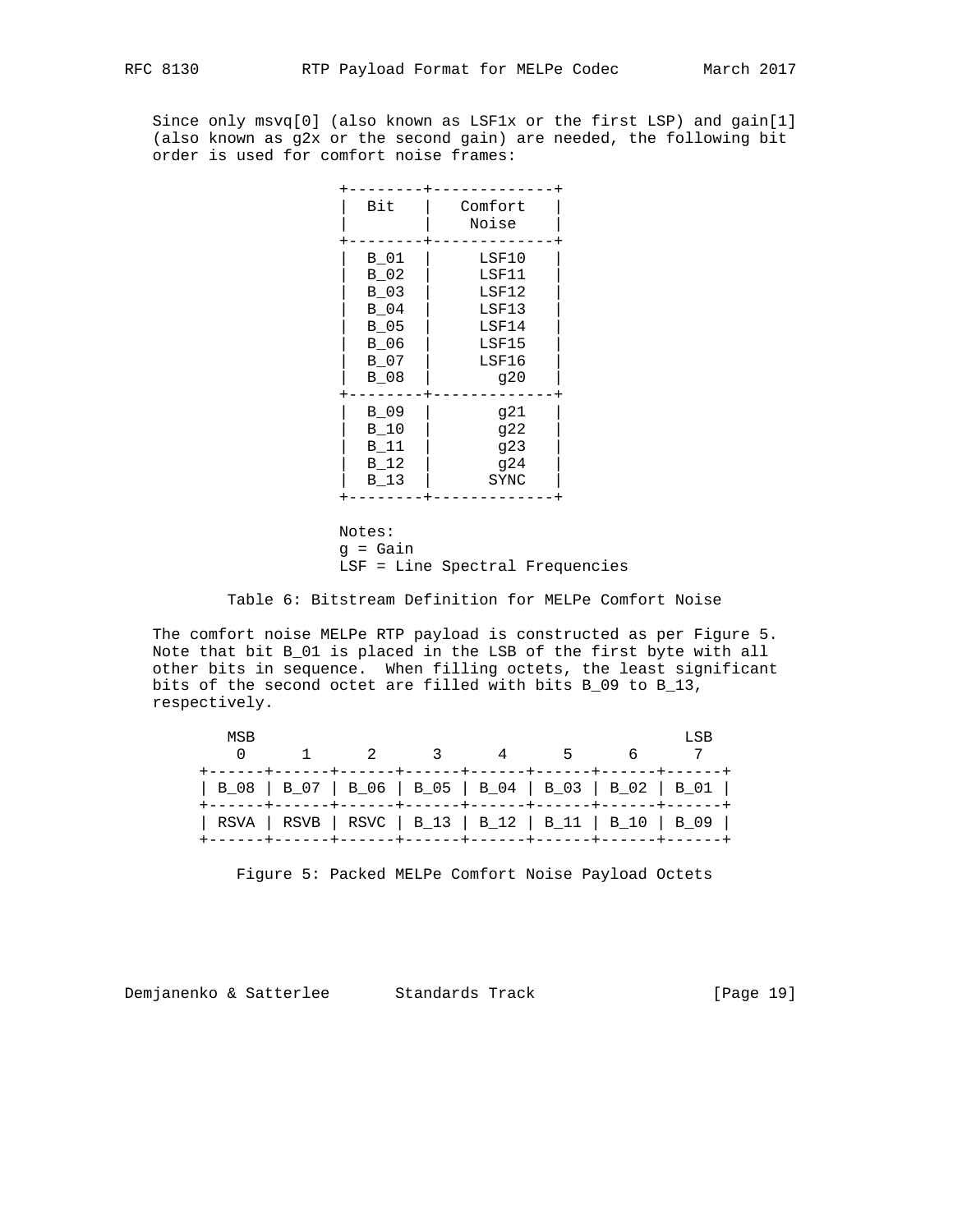Since only msvq[0] (also known as LSF1x or the first LSP) and gain[1] (also known as g2x or the second gain) are needed, the following bit order is used for comfort noise frames:

| Bit | Comfort Noise |
|---|---|
| B_01 | LSF10 |
| B_02 | LSF11 |
| B_03 | LSF12 |
| B_04 | LSF13 |
| B_05 | LSF14 |
| B_06 | LSF15 |
| B_07 | LSF16 |
| B_08 | g20 |
| B_09 | g21 |
| B_10 | g22 |
| B_11 | g23 |
| B_12 | g24 |
| B_13 | SYNC |

Notes:
g = Gain
LSF = Line Spectral Frequencies

Table 6: Bitstream Definition for MELPe Comfort Noise

The comfort noise MELPe RTP payload is constructed as per Figure 5. Note that bit B_01 is placed in the LSB of the first byte with all other bits in sequence. When filling octets, the least significant bits of the second octet are filled with bits B_09 to B_13, respectively.

```
  MSB                                             LSB
   0      1      2      3      4      5      6      7
+------+------+------+------+------+------+------+------+
| B_08 | B_07 | B_06 | B_05 | B_04 | B_03 | B_02 | B_01 |
+------+------+------+------+------+------+------+------+
| RSVA | RSVB | RSVC | B_13 | B_12 | B_11 | B_10 | B_09 |
+------+------+------+------+------+------+------+------+
```

Figure 5: Packed MELPe Comfort Noise Payload Octets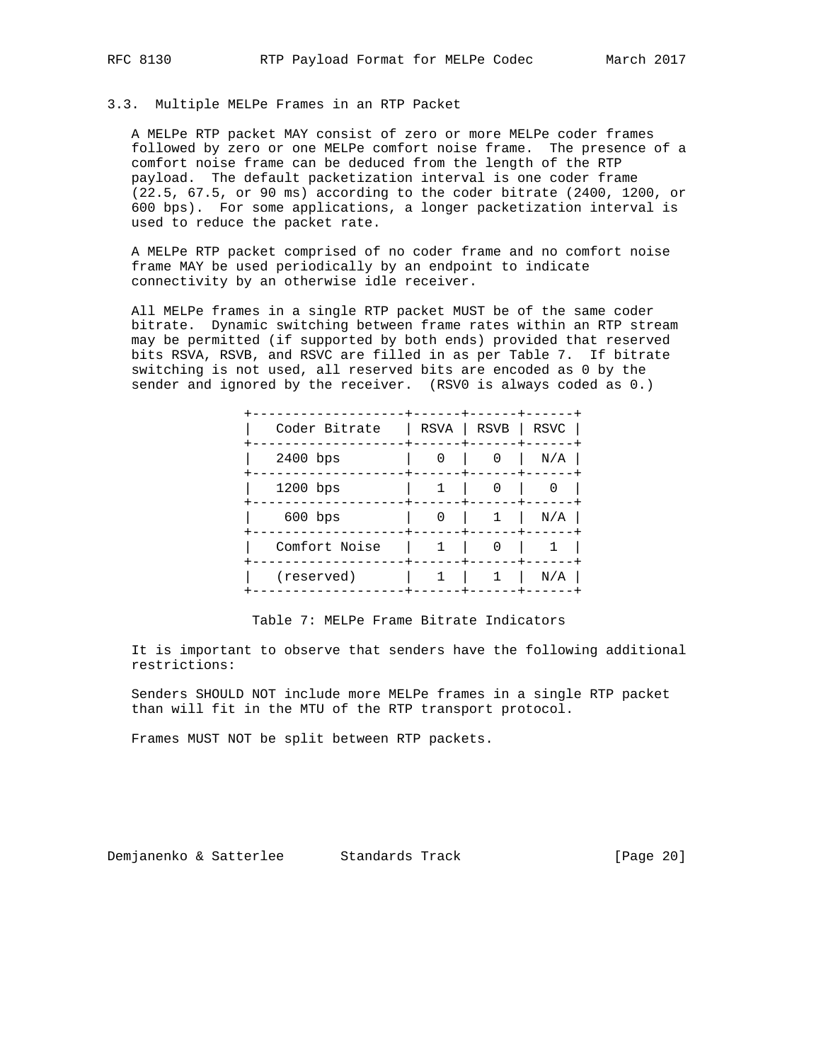### 3.3. Multiple MELPe Frames in an RTP Packet

A MELPe RTP packet MAY consist of zero or more MELPe coder frames followed by zero or one MELPe comfort noise frame. The presence of a comfort noise frame can be deduced from the length of the RTP payload. The default packetization interval is one coder frame (22.5, 67.5, or 90 ms) according to the coder bitrate (2400, 1200, or 600 bps). For some applications, a longer packetization interval is used to reduce the packet rate.

A MELPe RTP packet comprised of no coder frame and no comfort noise frame MAY be used periodically by an endpoint to indicate connectivity by an otherwise idle receiver.

All MELPe frames in a single RTP packet MUST be of the same coder bitrate. Dynamic switching between frame rates within an RTP stream may be permitted (if supported by both ends) provided that reserved bits RSVA, RSVB, and RSVC are filled in as per Table 7. If bitrate switching is not used, all reserved bits are encoded as 0 by the sender and ignored by the receiver. (RSV0 is always coded as 0.)

| Coder Bitrate | RSVA | RSVB | RSVC |
|---|---|---|---|
| 2400 bps | 0 | 0 | N/A |
| 1200 bps | 1 | 0 | 0 |
| 600 bps | 0 | 1 | N/A |
| Comfort Noise | 1 | 0 | 1 |
| (reserved) | 1 | 1 | N/A |

Table 7: MELPe Frame Bitrate Indicators

It is important to observe that senders have the following additional restrictions:

Senders SHOULD NOT include more MELPe frames in a single RTP packet than will fit in the MTU of the RTP transport protocol.

Frames MUST NOT be split between RTP packets.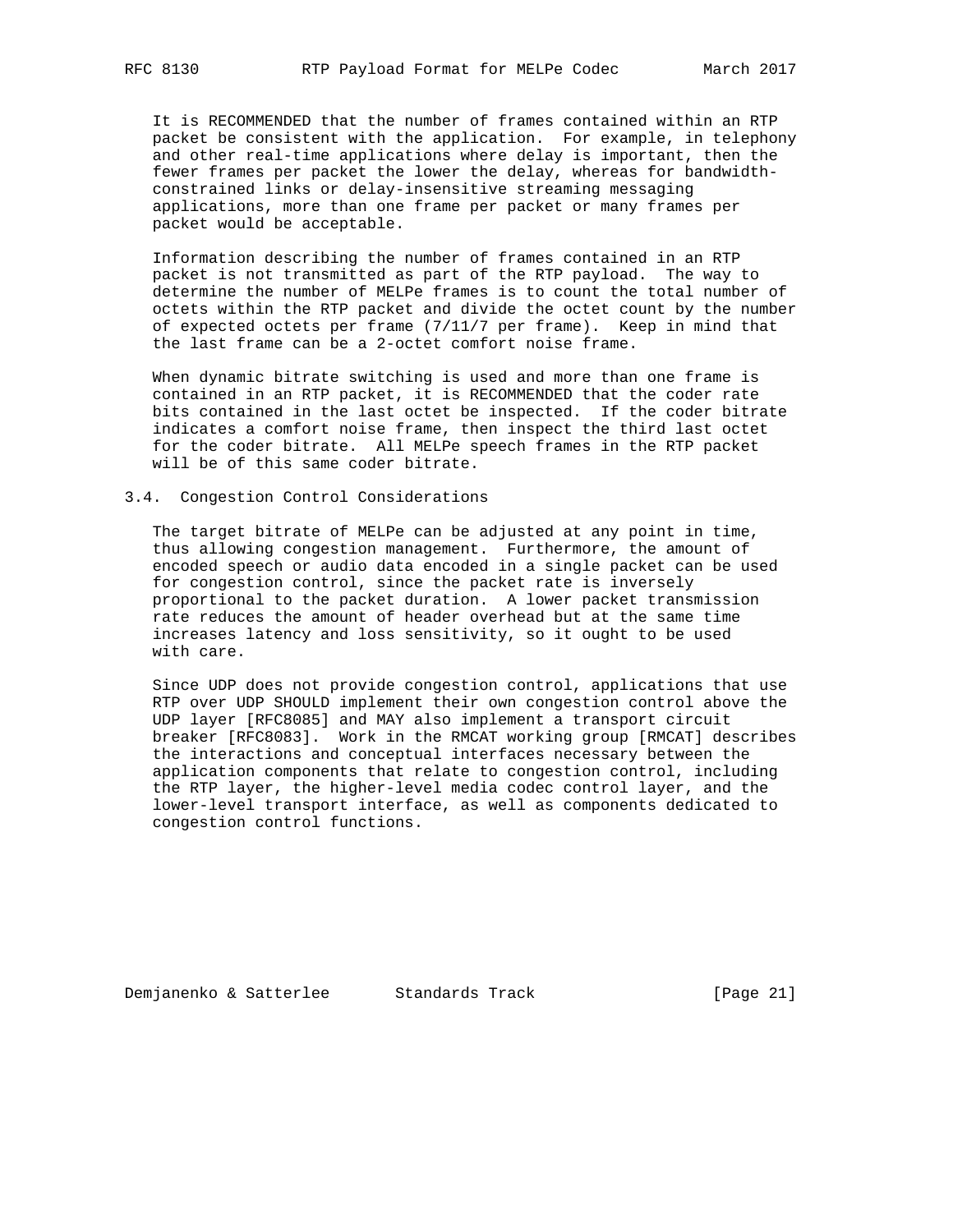It is RECOMMENDED that the number of frames contained within an RTP packet be consistent with the application. For example, in telephony and other real-time applications where delay is important, then the fewer frames per packet the lower the delay, whereas for bandwidth-constrained links or delay-insensitive streaming messaging applications, more than one frame per packet or many frames per packet would be acceptable.

Information describing the number of frames contained in an RTP packet is not transmitted as part of the RTP payload. The way to determine the number of MELPe frames is to count the total number of octets within the RTP packet and divide the octet count by the number of expected octets per frame (7/11/7 per frame). Keep in mind that the last frame can be a 2-octet comfort noise frame.

When dynamic bitrate switching is used and more than one frame is contained in an RTP packet, it is RECOMMENDED that the coder rate bits contained in the last octet be inspected. If the coder bitrate indicates a comfort noise frame, then inspect the third last octet for the coder bitrate. All MELPe speech frames in the RTP packet will be of this same coder bitrate.

### 3.4. Congestion Control Considerations

The target bitrate of MELPe can be adjusted at any point in time, thus allowing congestion management. Furthermore, the amount of encoded speech or audio data encoded in a single packet can be used for congestion control, since the packet rate is inversely proportional to the packet duration. A lower packet transmission rate reduces the amount of header overhead but at the same time increases latency and loss sensitivity, so it ought to be used with care.

Since UDP does not provide congestion control, applications that use RTP over UDP SHOULD implement their own congestion control above the UDP layer [RFC8085] and MAY also implement a transport circuit breaker [RFC8083]. Work in the RMCAT working group [RMCAT] describes the interactions and conceptual interfaces necessary between the application components that relate to congestion control, including the RTP layer, the higher-level media codec control layer, and the lower-level transport interface, as well as components dedicated to congestion control functions.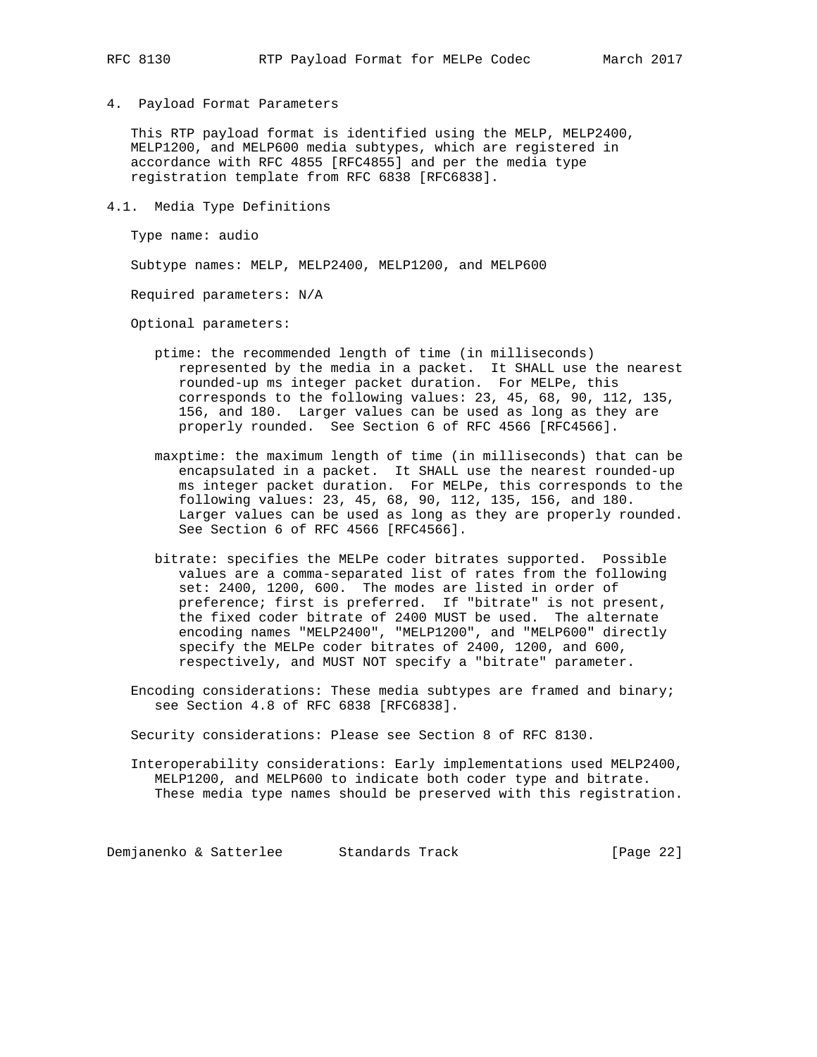## 4. Payload Format Parameters

This RTP payload format is identified using the MELP, MELP2400, MELP1200, and MELP600 media subtypes, which are registered in accordance with RFC 4855 [RFC4855] and per the media type registration template from RFC 6838 [RFC6838].

### 4.1. Media Type Definitions

Type name: audio

Subtype names: MELP, MELP2400, MELP1200, and MELP600

Required parameters: N/A

Optional parameters:

- ptime: the recommended length of time (in milliseconds) represented by the media in a packet. It SHALL use the nearest rounded-up ms integer packet duration. For MELPe, this corresponds to the following values: 23, 45, 68, 90, 112, 135, 156, and 180. Larger values can be used as long as they are properly rounded. See Section 6 of RFC 4566 [RFC4566].

- maxptime: the maximum length of time (in milliseconds) that can be encapsulated in a packet. It SHALL use the nearest rounded-up ms integer packet duration. For MELPe, this corresponds to the following values: 23, 45, 68, 90, 112, 135, 156, and 180. Larger values can be used as long as they are properly rounded. See Section 6 of RFC 4566 [RFC4566].

- bitrate: specifies the MELPe coder bitrates supported. Possible values are a comma-separated list of rates from the following set: 2400, 1200, 600. The modes are listed in order of preference; first is preferred. If "bitrate" is not present, the fixed coder bitrate of 2400 MUST be used. The alternate encoding names "MELP2400", "MELP1200", and "MELP600" directly specify the MELPe coder bitrates of 2400, 1200, and 600, respectively, and MUST NOT specify a "bitrate" parameter.

Encoding considerations: These media subtypes are framed and binary; see Section 4.8 of RFC 6838 [RFC6838].

Security considerations: Please see Section 8 of RFC 8130.

Interoperability considerations: Early implementations used MELP2400, MELP1200, and MELP600 to indicate both coder type and bitrate. These media type names should be preserved with this registration.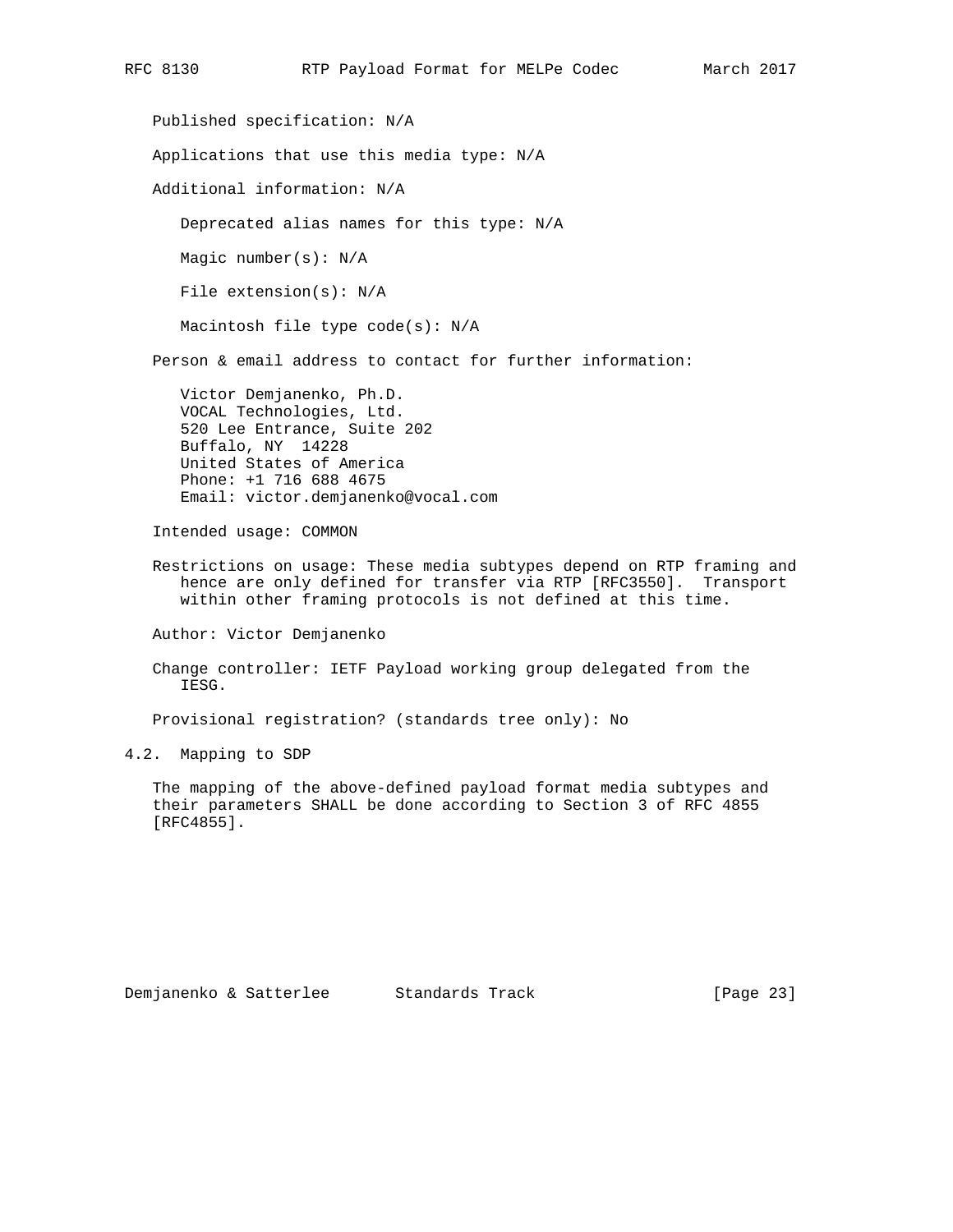Published specification: N/A

Applications that use this media type: N/A

Additional information: N/A

Deprecated alias names for this type: N/A

Magic number(s): N/A

File extension(s): N/A

Macintosh file type code(s): N/A

Person & email address to contact for further information:

Victor Demjanenko, Ph.D.
VOCAL Technologies, Ltd.
520 Lee Entrance, Suite 202
Buffalo, NY 14228
United States of America
Phone: +1 716 688 4675
Email: victor.demjanenko@vocal.com

Intended usage: COMMON

Restrictions on usage: These media subtypes depend on RTP framing and hence are only defined for transfer via RTP [RFC3550]. Transport within other framing protocols is not defined at this time.

Author: Victor Demjanenko

Change controller: IETF Payload working group delegated from the IESG.

Provisional registration? (standards tree only): No

## 4.2. Mapping to SDP

The mapping of the above-defined payload format media subtypes and their parameters SHALL be done according to Section 3 of RFC 4855 [RFC4855].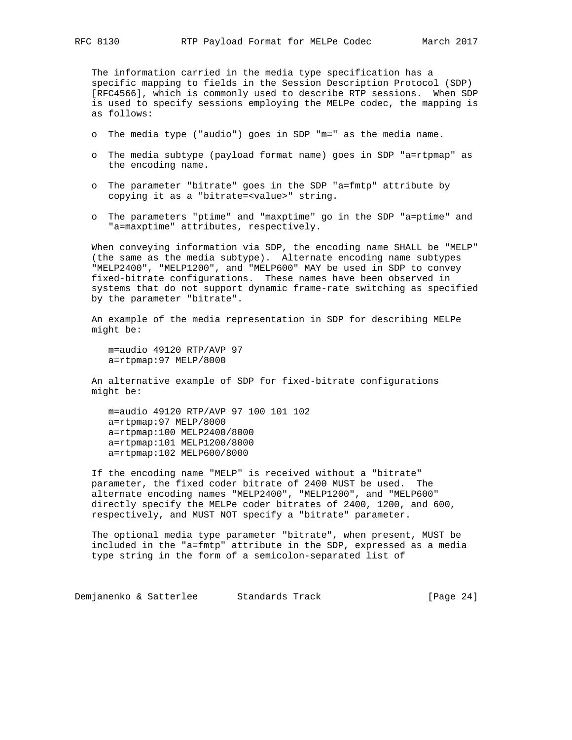The information carried in the media type specification has a specific mapping to fields in the Session Description Protocol (SDP) [RFC4566], which is commonly used to describe RTP sessions. When SDP is used to specify sessions employing the MELPe codec, the mapping is as follows:

- The media type ("audio") goes in SDP "m=" as the media name.
- The media subtype (payload format name) goes in SDP "a=rtpmap" as the encoding name.
- The parameter "bitrate" goes in the SDP "a=fmtp" attribute by copying it as a "bitrate=<value>" string.
- The parameters "ptime" and "maxptime" go in the SDP "a=ptime" and "a=maxptime" attributes, respectively.

When conveying information via SDP, the encoding name SHALL be "MELP" (the same as the media subtype). Alternate encoding name subtypes "MELP2400", "MELP1200", and "MELP600" MAY be used in SDP to convey fixed-bitrate configurations. These names have been observed in systems that do not support dynamic frame-rate switching as specified by the parameter "bitrate".

An example of the media representation in SDP for describing MELPe might be:

```
m=audio 49120 RTP/AVP 97
a=rtpmap:97 MELP/8000
```

An alternative example of SDP for fixed-bitrate configurations might be:

```
m=audio 49120 RTP/AVP 97 100 101 102
a=rtpmap:97 MELP/8000
a=rtpmap:100 MELP2400/8000
a=rtpmap:101 MELP1200/8000
a=rtpmap:102 MELP600/8000
```

If the encoding name "MELP" is received without a "bitrate" parameter, the fixed coder bitrate of 2400 MUST be used. The alternate encoding names "MELP2400", "MELP1200", and "MELP600" directly specify the MELPe coder bitrates of 2400, 1200, and 600, respectively, and MUST NOT specify a "bitrate" parameter.

The optional media type parameter "bitrate", when present, MUST be included in the "a=fmtp" attribute in the SDP, expressed as a media type string in the form of a semicolon-separated list of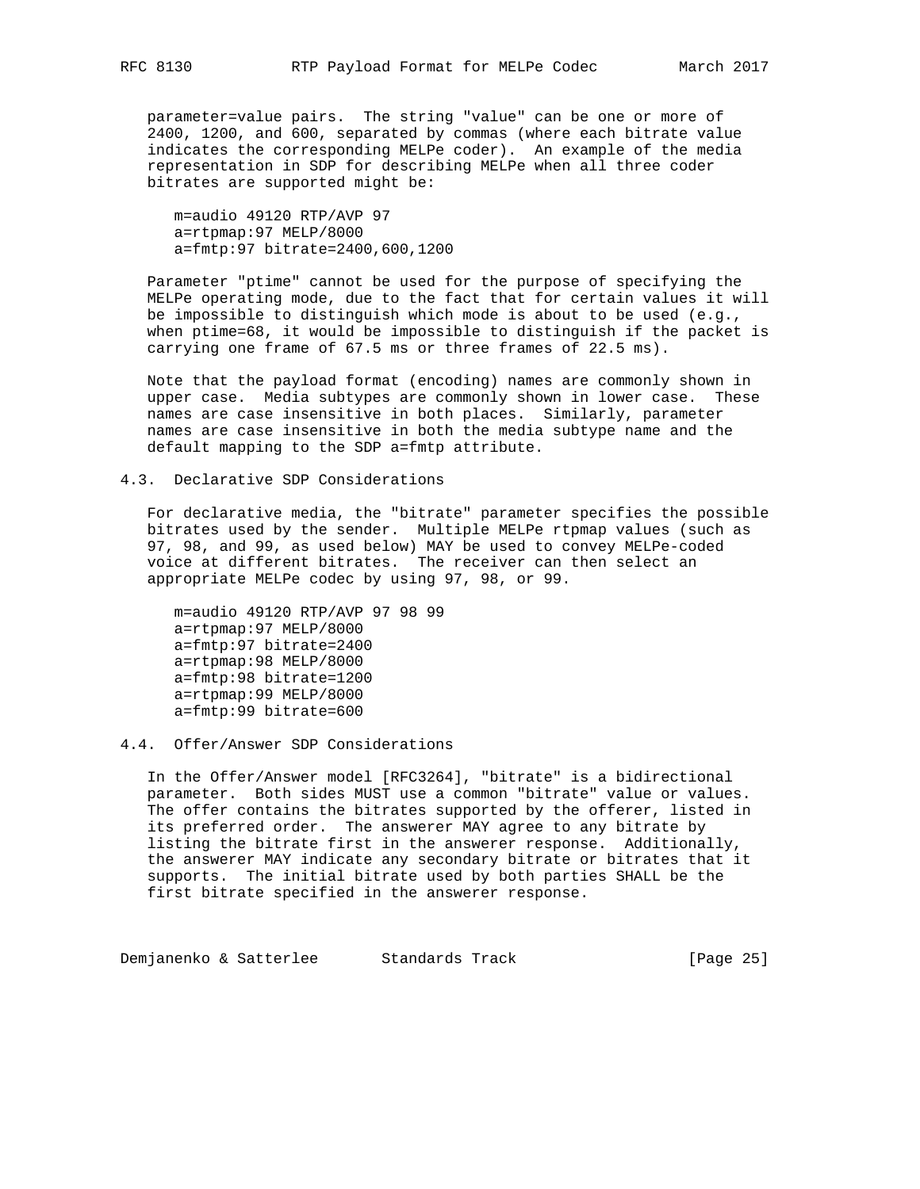parameter=value pairs. The string "value" can be one or more of 2400, 1200, and 600, separated by commas (where each bitrate value indicates the corresponding MELPe coder). An example of the media representation in SDP for describing MELPe when all three coder bitrates are supported might be:

```
m=audio 49120 RTP/AVP 97
a=rtpmap:97 MELP/8000
a=fmtp:97 bitrate=2400,600,1200
```

Parameter "ptime" cannot be used for the purpose of specifying the MELPe operating mode, due to the fact that for certain values it will be impossible to distinguish which mode is about to be used (e.g., when ptime=68, it would be impossible to distinguish if the packet is carrying one frame of 67.5 ms or three frames of 22.5 ms).

Note that the payload format (encoding) names are commonly shown in upper case. Media subtypes are commonly shown in lower case. These names are case insensitive in both places. Similarly, parameter names are case insensitive in both the media subtype name and the default mapping to the SDP a=fmtp attribute.

### 4.3. Declarative SDP Considerations

For declarative media, the "bitrate" parameter specifies the possible bitrates used by the sender. Multiple MELPe rtpmap values (such as 97, 98, and 99, as used below) MAY be used to convey MELPe-coded voice at different bitrates. The receiver can then select an appropriate MELPe codec by using 97, 98, or 99.

```
m=audio 49120 RTP/AVP 97 98 99
a=rtpmap:97 MELP/8000
a=fmtp:97 bitrate=2400
a=rtpmap:98 MELP/8000
a=fmtp:98 bitrate=1200
a=rtpmap:99 MELP/8000
a=fmtp:99 bitrate=600
```

### 4.4. Offer/Answer SDP Considerations

In the Offer/Answer model [RFC3264], "bitrate" is a bidirectional parameter. Both sides MUST use a common "bitrate" value or values. The offer contains the bitrates supported by the offerer, listed in its preferred order. The answerer MAY agree to any bitrate by listing the bitrate first in the answerer response. Additionally, the answerer MAY indicate any secondary bitrate or bitrates that it supports. The initial bitrate used by both parties SHALL be the first bitrate specified in the answerer response.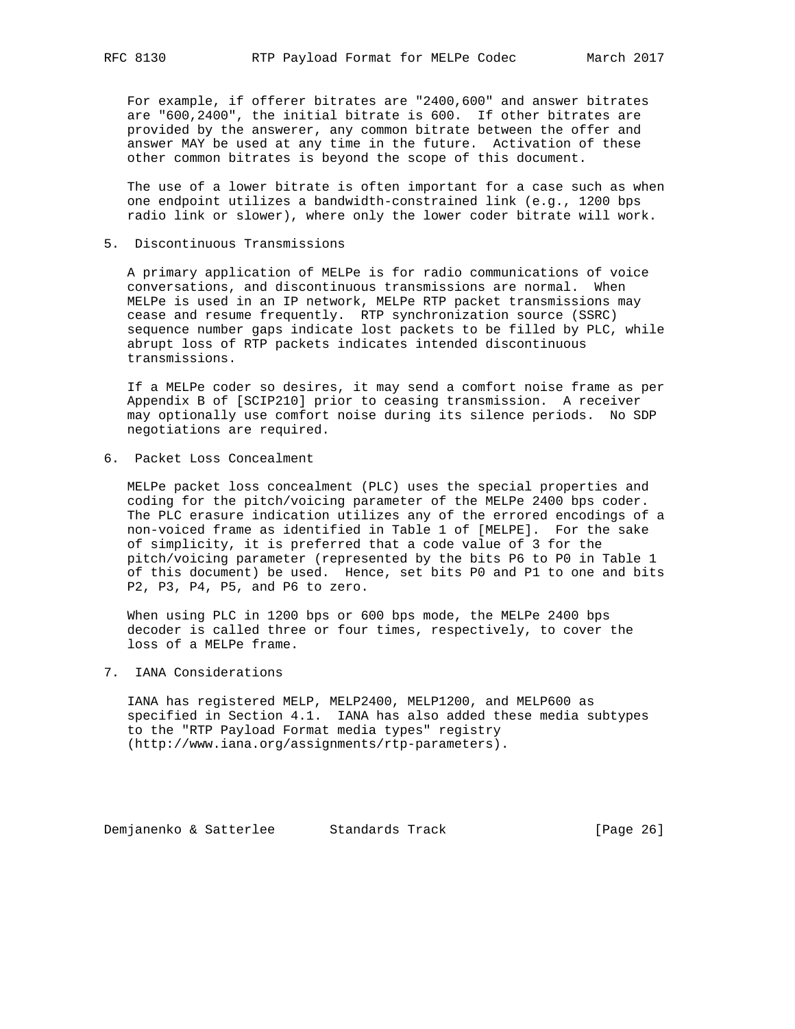For example, if offerer bitrates are "2400,600" and answer bitrates are "600,2400", the initial bitrate is 600. If other bitrates are provided by the answerer, any common bitrate between the offer and answer MAY be used at any time in the future. Activation of these other common bitrates is beyond the scope of this document.

The use of a lower bitrate is often important for a case such as when one endpoint utilizes a bandwidth-constrained link (e.g., 1200 bps radio link or slower), where only the lower coder bitrate will work.

## 5. Discontinuous Transmissions

A primary application of MELPe is for radio communications of voice conversations, and discontinuous transmissions are normal. When MELPe is used in an IP network, MELPe RTP packet transmissions may cease and resume frequently. RTP synchronization source (SSRC) sequence number gaps indicate lost packets to be filled by PLC, while abrupt loss of RTP packets indicates intended discontinuous transmissions.

If a MELPe coder so desires, it may send a comfort noise frame as per Appendix B of [SCIP210] prior to ceasing transmission. A receiver may optionally use comfort noise during its silence periods. No SDP negotiations are required.

## 6. Packet Loss Concealment

MELPe packet loss concealment (PLC) uses the special properties and coding for the pitch/voicing parameter of the MELPe 2400 bps coder. The PLC erasure indication utilizes any of the errored encodings of a non-voiced frame as identified in Table 1 of [MELPE]. For the sake of simplicity, it is preferred that a code value of 3 for the pitch/voicing parameter (represented by the bits P6 to P0 in Table 1 of this document) be used. Hence, set bits P0 and P1 to one and bits P2, P3, P4, P5, and P6 to zero.

When using PLC in 1200 bps or 600 bps mode, the MELPe 2400 bps decoder is called three or four times, respectively, to cover the loss of a MELPe frame.

## 7. IANA Considerations

IANA has registered MELP, MELP2400, MELP1200, and MELP600 as specified in Section 4.1. IANA has also added these media subtypes to the "RTP Payload Format media types" registry (http://www.iana.org/assignments/rtp-parameters).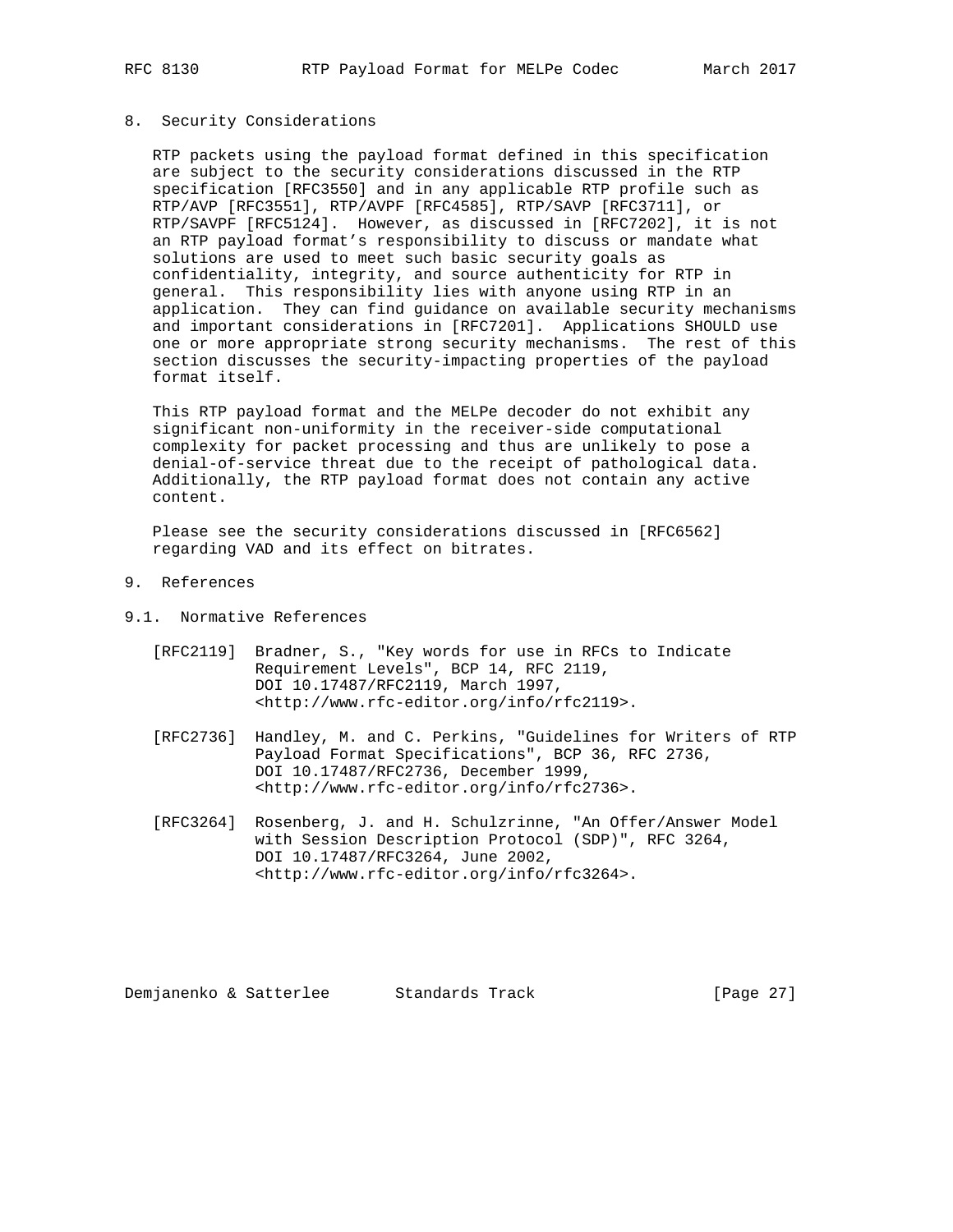## 8. Security Considerations

RTP packets using the payload format defined in this specification are subject to the security considerations discussed in the RTP specification [RFC3550] and in any applicable RTP profile such as RTP/AVP [RFC3551], RTP/AVPF [RFC4585], RTP/SAVP [RFC3711], or RTP/SAVPF [RFC5124]. However, as discussed in [RFC7202], it is not an RTP payload format's responsibility to discuss or mandate what solutions are used to meet such basic security goals as confidentiality, integrity, and source authenticity for RTP in general. This responsibility lies with anyone using RTP in an application. They can find guidance on available security mechanisms and important considerations in [RFC7201]. Applications SHOULD use one or more appropriate strong security mechanisms. The rest of this section discusses the security-impacting properties of the payload format itself.

This RTP payload format and the MELPe decoder do not exhibit any significant non-uniformity in the receiver-side computational complexity for packet processing and thus are unlikely to pose a denial-of-service threat due to the receipt of pathological data. Additionally, the RTP payload format does not contain any active content.

Please see the security considerations discussed in [RFC6562] regarding VAD and its effect on bitrates.

## 9. References

### 9.1. Normative References

[RFC2119] Bradner, S., "Key words for use in RFCs to Indicate Requirement Levels", BCP 14, RFC 2119, DOI 10.17487/RFC2119, March 1997, <http://www.rfc-editor.org/info/rfc2119>.

[RFC2736] Handley, M. and C. Perkins, "Guidelines for Writers of RTP Payload Format Specifications", BCP 36, RFC 2736, DOI 10.17487/RFC2736, December 1999, <http://www.rfc-editor.org/info/rfc2736>.

[RFC3264] Rosenberg, J. and H. Schulzrinne, "An Offer/Answer Model with Session Description Protocol (SDP)", RFC 3264, DOI 10.17487/RFC3264, June 2002, <http://www.rfc-editor.org/info/rfc3264>.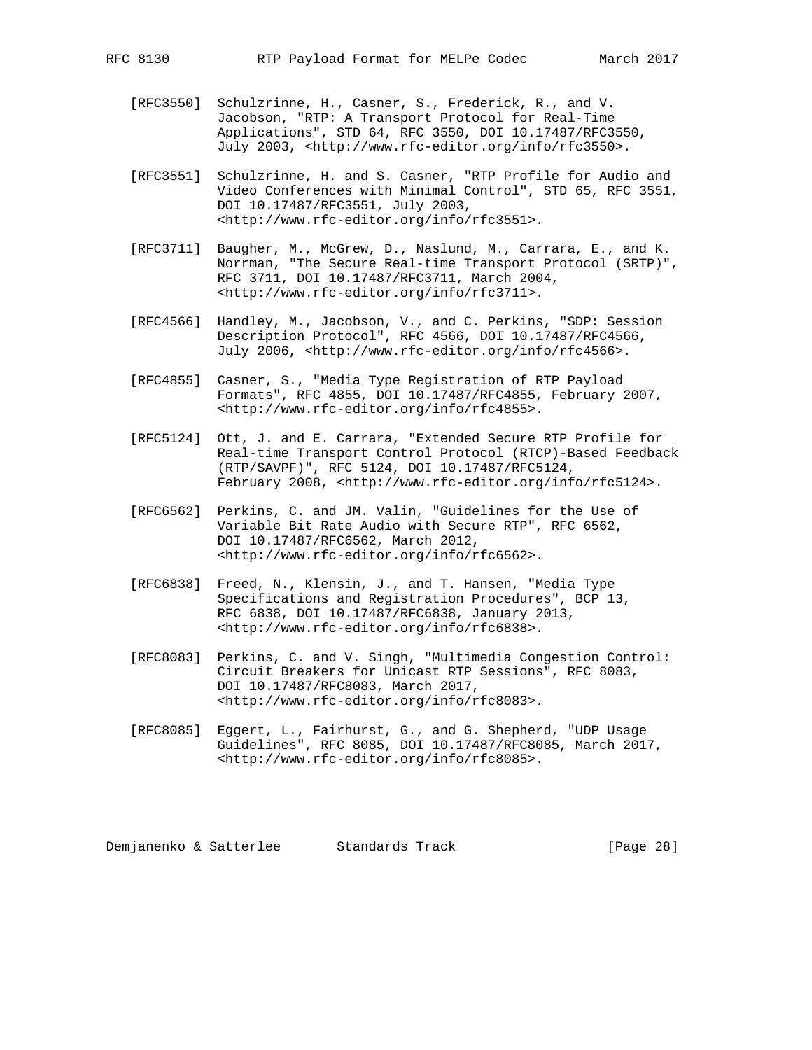[RFC3550] Schulzrinne, H., Casner, S., Frederick, R., and V. Jacobson, "RTP: A Transport Protocol for Real-Time Applications", STD 64, RFC 3550, DOI 10.17487/RFC3550, July 2003, <http://www.rfc-editor.org/info/rfc3550>.

[RFC3551] Schulzrinne, H. and S. Casner, "RTP Profile for Audio and Video Conferences with Minimal Control", STD 65, RFC 3551, DOI 10.17487/RFC3551, July 2003, <http://www.rfc-editor.org/info/rfc3551>.

[RFC3711] Baugher, M., McGrew, D., Naslund, M., Carrara, E., and K. Norrman, "The Secure Real-time Transport Protocol (SRTP)", RFC 3711, DOI 10.17487/RFC3711, March 2004, <http://www.rfc-editor.org/info/rfc3711>.

[RFC4566] Handley, M., Jacobson, V., and C. Perkins, "SDP: Session Description Protocol", RFC 4566, DOI 10.17487/RFC4566, July 2006, <http://www.rfc-editor.org/info/rfc4566>.

[RFC4855] Casner, S., "Media Type Registration of RTP Payload Formats", RFC 4855, DOI 10.17487/RFC4855, February 2007, <http://www.rfc-editor.org/info/rfc4855>.

[RFC5124] Ott, J. and E. Carrara, "Extended Secure RTP Profile for Real-time Transport Control Protocol (RTCP)-Based Feedback (RTP/SAVPF)", RFC 5124, DOI 10.17487/RFC5124, February 2008, <http://www.rfc-editor.org/info/rfc5124>.

[RFC6562] Perkins, C. and JM. Valin, "Guidelines for the Use of Variable Bit Rate Audio with Secure RTP", RFC 6562, DOI 10.17487/RFC6562, March 2012, <http://www.rfc-editor.org/info/rfc6562>.

[RFC6838] Freed, N., Klensin, J., and T. Hansen, "Media Type Specifications and Registration Procedures", BCP 13, RFC 6838, DOI 10.17487/RFC6838, January 2013, <http://www.rfc-editor.org/info/rfc6838>.

[RFC8083] Perkins, C. and V. Singh, "Multimedia Congestion Control: Circuit Breakers for Unicast RTP Sessions", RFC 8083, DOI 10.17487/RFC8083, March 2017, <http://www.rfc-editor.org/info/rfc8083>.

[RFC8085] Eggert, L., Fairhurst, G., and G. Shepherd, "UDP Usage Guidelines", RFC 8085, DOI 10.17487/RFC8085, March 2017, <http://www.rfc-editor.org/info/rfc8085>.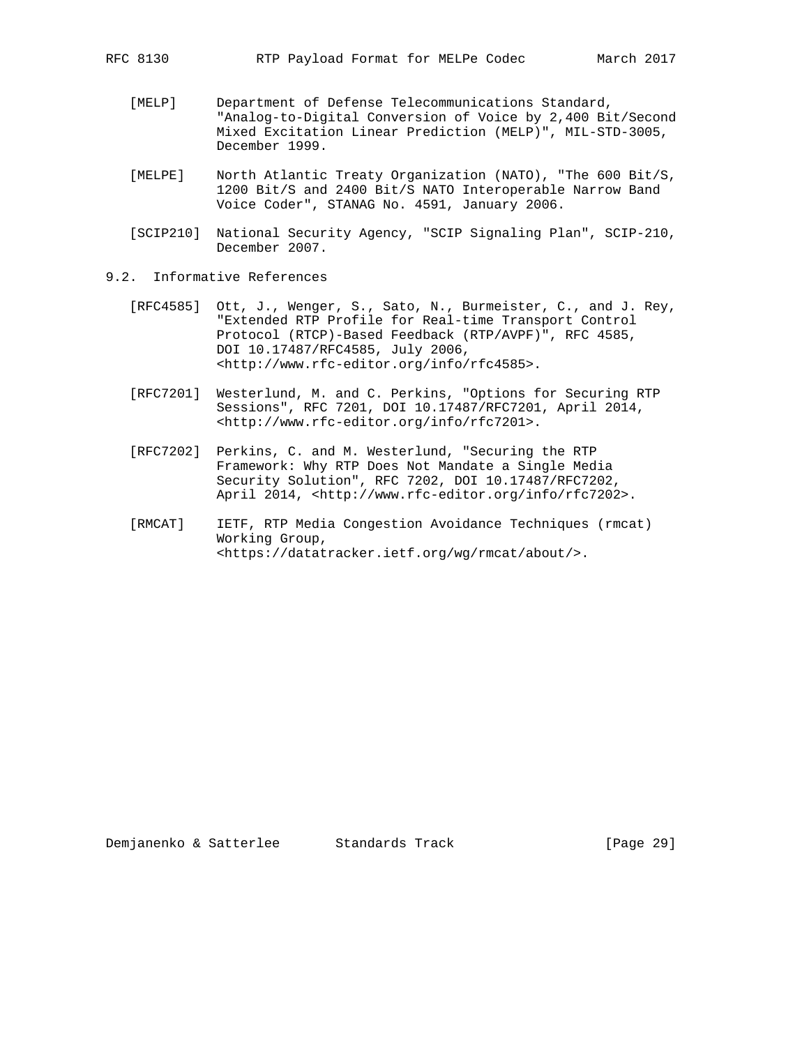[MELP] Department of Defense Telecommunications Standard, "Analog-to-Digital Conversion of Voice by 2,400 Bit/Second Mixed Excitation Linear Prediction (MELP)", MIL-STD-3005, December 1999.

[MELPE] North Atlantic Treaty Organization (NATO), "The 600 Bit/S, 1200 Bit/S and 2400 Bit/S NATO Interoperable Narrow Band Voice Coder", STANAG No. 4591, January 2006.

[SCIP210] National Security Agency, "SCIP Signaling Plan", SCIP-210, December 2007.

### 9.2. Informative References

[RFC4585] Ott, J., Wenger, S., Sato, N., Burmeister, C., and J. Rey, "Extended RTP Profile for Real-time Transport Control Protocol (RTCP)-Based Feedback (RTP/AVPF)", RFC 4585, DOI 10.17487/RFC4585, July 2006, <http://www.rfc-editor.org/info/rfc4585>.

[RFC7201] Westerlund, M. and C. Perkins, "Options for Securing RTP Sessions", RFC 7201, DOI 10.17487/RFC7201, April 2014, <http://www.rfc-editor.org/info/rfc7201>.

[RFC7202] Perkins, C. and M. Westerlund, "Securing the RTP Framework: Why RTP Does Not Mandate a Single Media Security Solution", RFC 7202, DOI 10.17487/RFC7202, April 2014, <http://www.rfc-editor.org/info/rfc7202>.

[RMCAT] IETF, RTP Media Congestion Avoidance Techniques (rmcat) Working Group, <https://datatracker.ietf.org/wg/rmcat/about/>.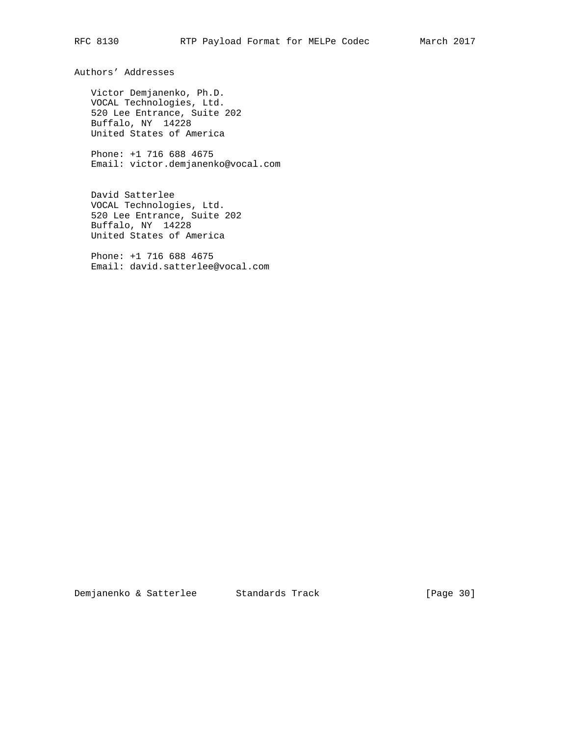## Authors' Addresses

Victor Demjanenko, Ph.D.
VOCAL Technologies, Ltd.
520 Lee Entrance, Suite 202
Buffalo, NY 14228
United States of America

Phone: +1 716 688 4675
Email: victor.demjanenko@vocal.com

David Satterlee
VOCAL Technologies, Ltd.
520 Lee Entrance, Suite 202
Buffalo, NY 14228
United States of America

Phone: +1 716 688 4675
Email: david.satterlee@vocal.com